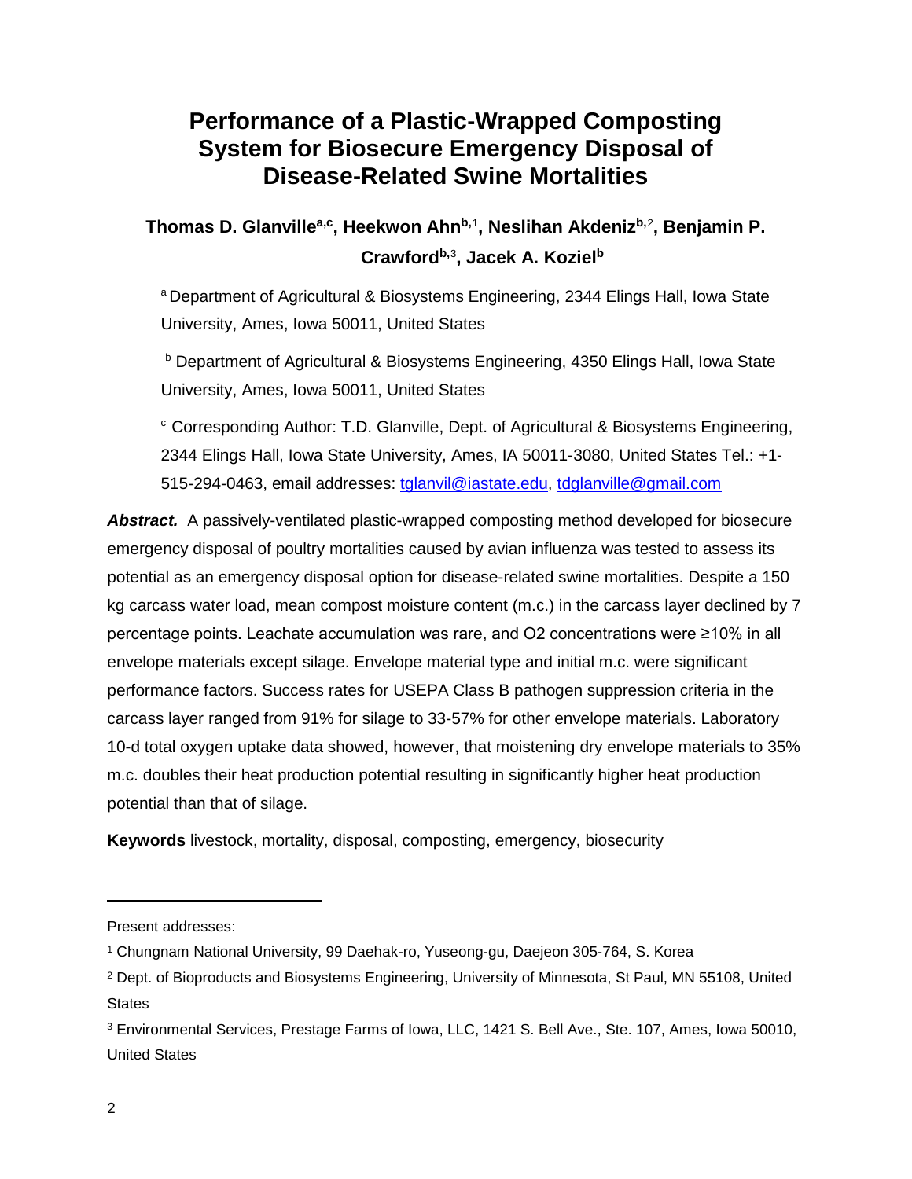# Performance of a Plastic-Wrapped Composting System for Biosecure Emergency Disposal of Disease-Related Swine Mortalities

**Thomas D. Glanville[a,c], Heekwon Ahn[b,1], Neslihan Akdeniz[b,2], Benjamin P. Crawford[b,3], Jacek A. Koziel[b]**

[a] Department of Agricultural & Biosystems Engineering, 2344 Elings Hall, Iowa State University, Ames, Iowa 50011, United States

[b] Department of Agricultural & Biosystems Engineering, 4350 Elings Hall, Iowa State University, Ames, Iowa 50011, United States

[c] Corresponding Author: T.D. Glanville, Dept. of Agricultural & Biosystems Engineering, 2344 Elings Hall, Iowa State University, Ames, IA 50011-3080, United States Tel.: +1-515-294-0463, email addresses: tglanvil@iastate.edu, tdglanville@gmail.com

***Abstract.*** A passively-ventilated plastic-wrapped composting method developed for biosecure emergency disposal of poultry mortalities caused by avian influenza was tested to assess its potential as an emergency disposal option for disease-related swine mortalities. Despite a 150 kg carcass water load, mean compost moisture content (m.c.) in the carcass layer declined by 7 percentage points. Leachate accumulation was rare, and O2 concentrations were ≥10% in all envelope materials except silage. Envelope material type and initial m.c. were significant performance factors. Success rates for USEPA Class B pathogen suppression criteria in the carcass layer ranged from 91% for silage to 33-57% for other envelope materials. Laboratory 10-d total oxygen uptake data showed, however, that moistening dry envelope materials to 35% m.c. doubles their heat production potential resulting in significantly higher heat production potential than that of silage.

**Keywords** livestock, mortality, disposal, composting, emergency, biosecurity

---

Present addresses:

[1] Chungnam National University, 99 Daehak-ro, Yuseong-gu, Daejeon 305-764, S. Korea

[2] Dept. of Bioproducts and Biosystems Engineering, University of Minnesota, St Paul, MN 55108, United States

[3] Environmental Services, Prestage Farms of Iowa, LLC, 1421 S. Bell Ave., Ste. 107, Ames, Iowa 50010, United States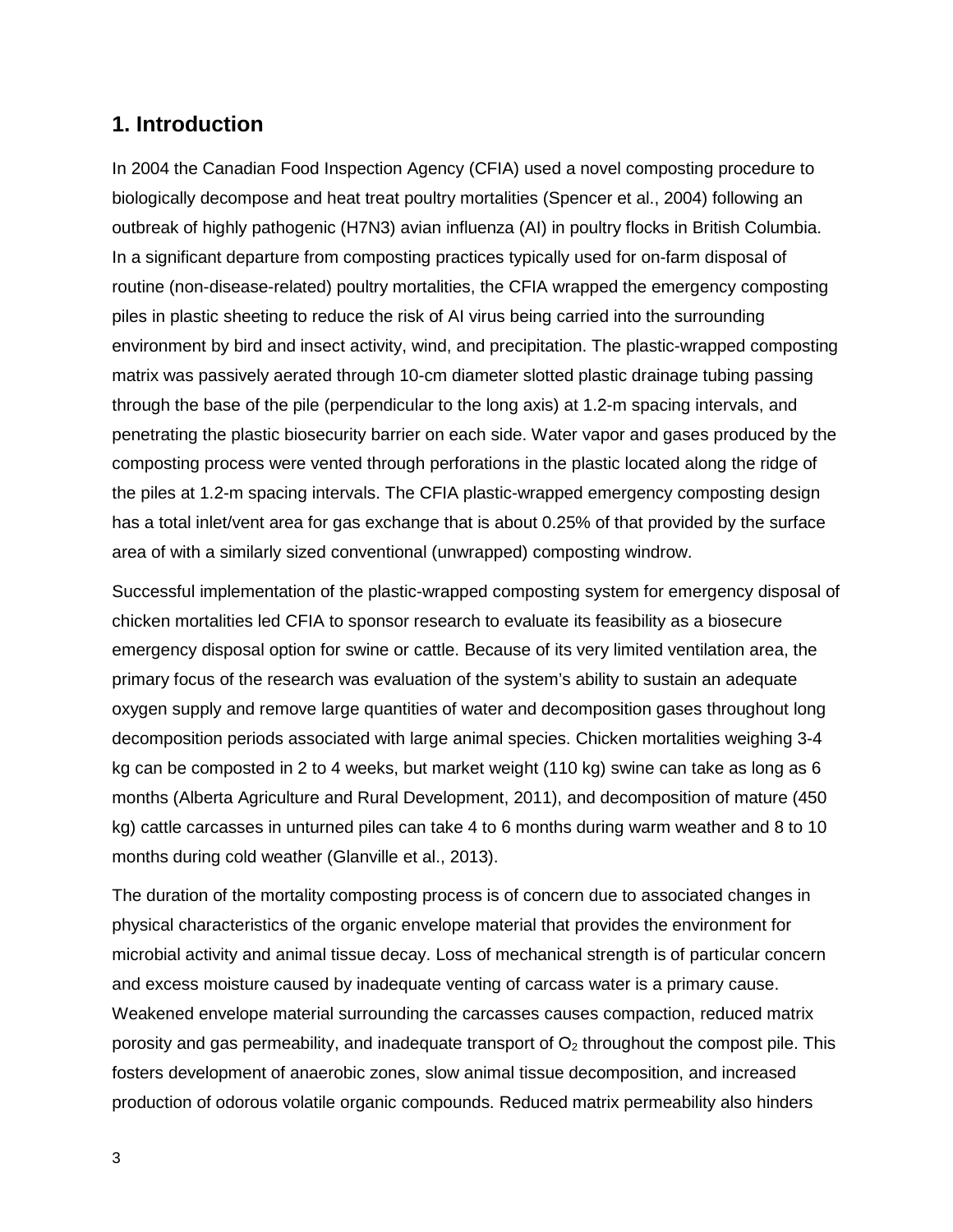## 1. Introduction

In 2004 the Canadian Food Inspection Agency (CFIA) used a novel composting procedure to biologically decompose and heat treat poultry mortalities (Spencer et al., 2004) following an outbreak of highly pathogenic (H7N3) avian influenza (AI) in poultry flocks in British Columbia. In a significant departure from composting practices typically used for on-farm disposal of routine (non-disease-related) poultry mortalities, the CFIA wrapped the emergency composting piles in plastic sheeting to reduce the risk of AI virus being carried into the surrounding environment by bird and insect activity, wind, and precipitation. The plastic-wrapped composting matrix was passively aerated through 10-cm diameter slotted plastic drainage tubing passing through the base of the pile (perpendicular to the long axis) at 1.2-m spacing intervals, and penetrating the plastic biosecurity barrier on each side. Water vapor and gases produced by the composting process were vented through perforations in the plastic located along the ridge of the piles at 1.2-m spacing intervals. The CFIA plastic-wrapped emergency composting design has a total inlet/vent area for gas exchange that is about 0.25% of that provided by the surface area of with a similarly sized conventional (unwrapped) composting windrow.

Successful implementation of the plastic-wrapped composting system for emergency disposal of chicken mortalities led CFIA to sponsor research to evaluate its feasibility as a biosecure emergency disposal option for swine or cattle. Because of its very limited ventilation area, the primary focus of the research was evaluation of the system's ability to sustain an adequate oxygen supply and remove large quantities of water and decomposition gases throughout long decomposition periods associated with large animal species. Chicken mortalities weighing 3-4 kg can be composted in 2 to 4 weeks, but market weight (110 kg) swine can take as long as 6 months (Alberta Agriculture and Rural Development, 2011), and decomposition of mature (450 kg) cattle carcasses in unturned piles can take 4 to 6 months during warm weather and 8 to 10 months during cold weather (Glanville et al., 2013).

The duration of the mortality composting process is of concern due to associated changes in physical characteristics of the organic envelope material that provides the environment for microbial activity and animal tissue decay. Loss of mechanical strength is of particular concern and excess moisture caused by inadequate venting of carcass water is a primary cause. Weakened envelope material surrounding the carcasses causes compaction, reduced matrix porosity and gas permeability, and inadequate transport of $O_2$ throughout the compost pile. This fosters development of anaerobic zones, slow animal tissue decomposition, and increased production of odorous volatile organic compounds. Reduced matrix permeability also hinders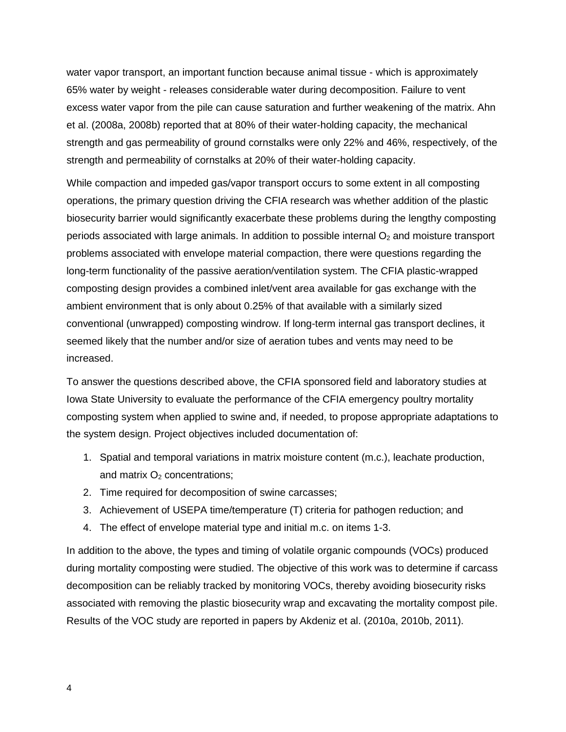water vapor transport, an important function because animal tissue - which is approximately 65% water by weight - releases considerable water during decomposition. Failure to vent excess water vapor from the pile can cause saturation and further weakening of the matrix. Ahn et al. (2008a, 2008b) reported that at 80% of their water-holding capacity, the mechanical strength and gas permeability of ground cornstalks were only 22% and 46%, respectively, of the strength and permeability of cornstalks at 20% of their water-holding capacity.

While compaction and impeded gas/vapor transport occurs to some extent in all composting operations, the primary question driving the CFIA research was whether addition of the plastic biosecurity barrier would significantly exacerbate these problems during the lengthy composting periods associated with large animals. In addition to possible internal $O_2$ and moisture transport problems associated with envelope material compaction, there were questions regarding the long-term functionality of the passive aeration/ventilation system. The CFIA plastic-wrapped composting design provides a combined inlet/vent area available for gas exchange with the ambient environment that is only about 0.25% of that available with a similarly sized conventional (unwrapped) composting windrow. If long-term internal gas transport declines, it seemed likely that the number and/or size of aeration tubes and vents may need to be increased.

To answer the questions described above, the CFIA sponsored field and laboratory studies at Iowa State University to evaluate the performance of the CFIA emergency poultry mortality composting system when applied to swine and, if needed, to propose appropriate adaptations to the system design. Project objectives included documentation of:

1. Spatial and temporal variations in matrix moisture content (m.c.), leachate production, and matrix $O_2$ concentrations;
2. Time required for decomposition of swine carcasses;
3. Achievement of USEPA time/temperature (T) criteria for pathogen reduction; and
4. The effect of envelope material type and initial m.c. on items 1-3.

In addition to the above, the types and timing of volatile organic compounds (VOCs) produced during mortality composting were studied. The objective of this work was to determine if carcass decomposition can be reliably tracked by monitoring VOCs, thereby avoiding biosecurity risks associated with removing the plastic biosecurity wrap and excavating the mortality compost pile. Results of the VOC study are reported in papers by Akdeniz et al. (2010a, 2010b, 2011).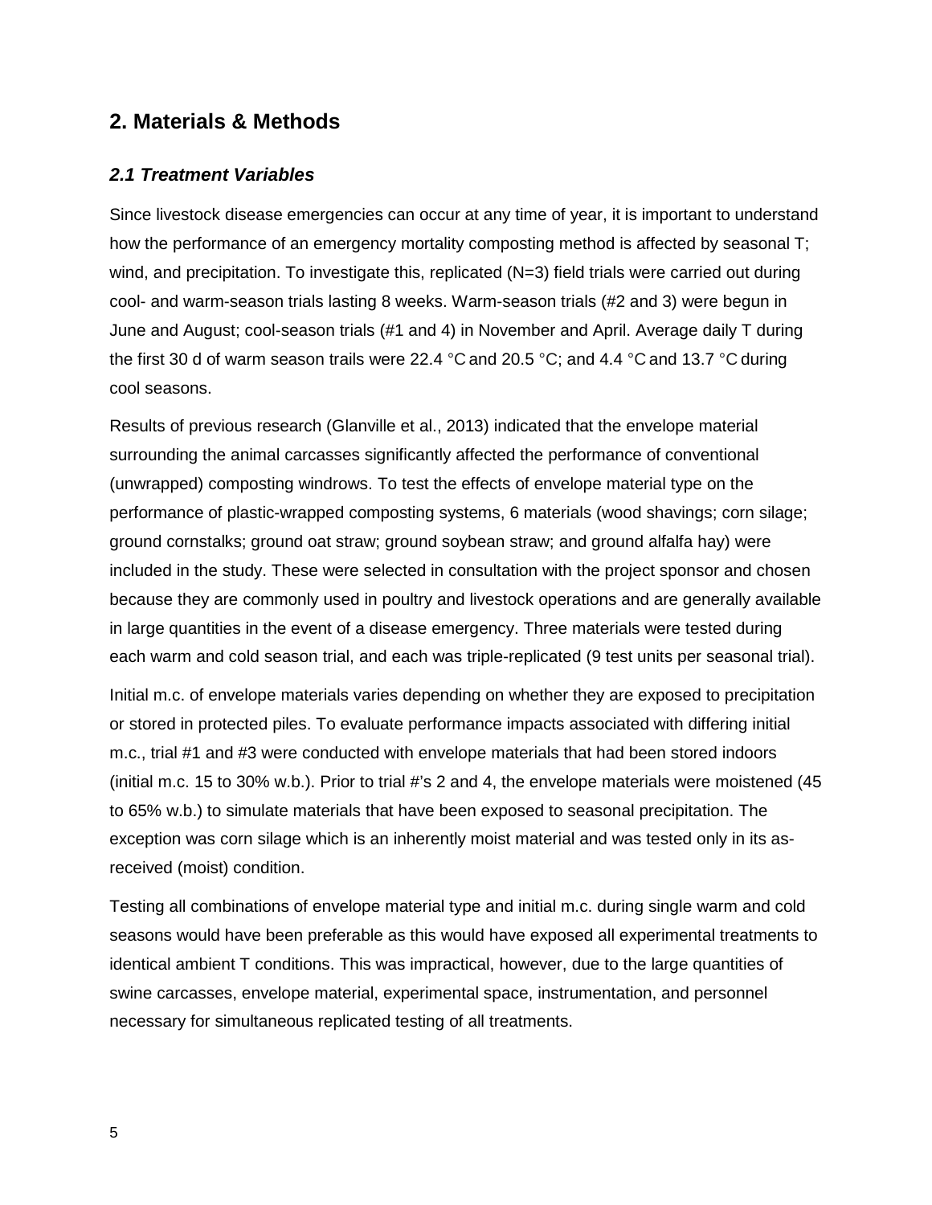## 2. Materials & Methods

### *2.1 Treatment Variables*

Since livestock disease emergencies can occur at any time of year, it is important to understand how the performance of an emergency mortality composting method is affected by seasonal T; wind, and precipitation. To investigate this, replicated (N=3) field trials were carried out during cool- and warm-season trials lasting 8 weeks. Warm-season trials (#2 and 3) were begun in June and August; cool-season trials (#1 and 4) in November and April. Average daily T during the first 30 d of warm season trails were 22.4 °C and 20.5 °C; and 4.4 °C and 13.7 °C during cool seasons.

Results of previous research (Glanville et al., 2013) indicated that the envelope material surrounding the animal carcasses significantly affected the performance of conventional (unwrapped) composting windrows. To test the effects of envelope material type on the performance of plastic-wrapped composting systems, 6 materials (wood shavings; corn silage; ground cornstalks; ground oat straw; ground soybean straw; and ground alfalfa hay) were included in the study. These were selected in consultation with the project sponsor and chosen because they are commonly used in poultry and livestock operations and are generally available in large quantities in the event of a disease emergency. Three materials were tested during each warm and cold season trial, and each was triple-replicated (9 test units per seasonal trial).

Initial m.c. of envelope materials varies depending on whether they are exposed to precipitation or stored in protected piles. To evaluate performance impacts associated with differing initial m.c., trial #1 and #3 were conducted with envelope materials that had been stored indoors (initial m.c. 15 to 30% w.b.). Prior to trial #'s 2 and 4, the envelope materials were moistened (45 to 65% w.b.) to simulate materials that have been exposed to seasonal precipitation. The exception was corn silage which is an inherently moist material and was tested only in its as-received (moist) condition.

Testing all combinations of envelope material type and initial m.c. during single warm and cold seasons would have been preferable as this would have exposed all experimental treatments to identical ambient T conditions. This was impractical, however, due to the large quantities of swine carcasses, envelope material, experimental space, instrumentation, and personnel necessary for simultaneous replicated testing of all treatments.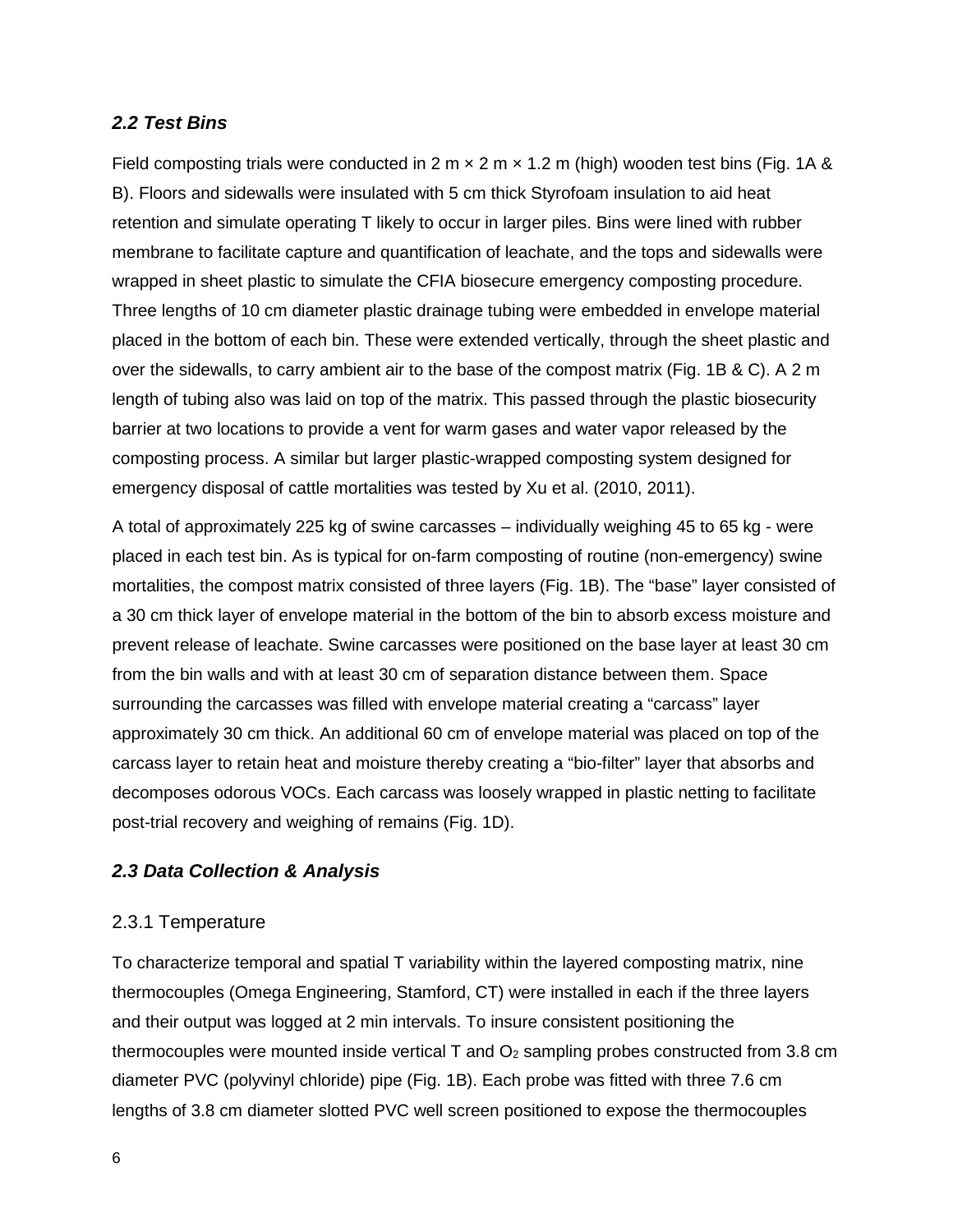### *2.2 Test Bins*

Field composting trials were conducted in 2 m × 2 m × 1.2 m (high) wooden test bins (Fig. 1A & B). Floors and sidewalls were insulated with 5 cm thick Styrofoam insulation to aid heat retention and simulate operating T likely to occur in larger piles. Bins were lined with rubber membrane to facilitate capture and quantification of leachate, and the tops and sidewalls were wrapped in sheet plastic to simulate the CFIA biosecure emergency composting procedure. Three lengths of 10 cm diameter plastic drainage tubing were embedded in envelope material placed in the bottom of each bin. These were extended vertically, through the sheet plastic and over the sidewalls, to carry ambient air to the base of the compost matrix (Fig. 1B & C). A 2 m length of tubing also was laid on top of the matrix. This passed through the plastic biosecurity barrier at two locations to provide a vent for warm gases and water vapor released by the composting process. A similar but larger plastic-wrapped composting system designed for emergency disposal of cattle mortalities was tested by Xu et al. (2010, 2011).

A total of approximately 225 kg of swine carcasses – individually weighing 45 to 65 kg - were placed in each test bin. As is typical for on-farm composting of routine (non-emergency) swine mortalities, the compost matrix consisted of three layers (Fig. 1B). The "base" layer consisted of a 30 cm thick layer of envelope material in the bottom of the bin to absorb excess moisture and prevent release of leachate. Swine carcasses were positioned on the base layer at least 30 cm from the bin walls and with at least 30 cm of separation distance between them. Space surrounding the carcasses was filled with envelope material creating a "carcass" layer approximately 30 cm thick. An additional 60 cm of envelope material was placed on top of the carcass layer to retain heat and moisture thereby creating a "bio-filter" layer that absorbs and decomposes odorous VOCs. Each carcass was loosely wrapped in plastic netting to facilitate post-trial recovery and weighing of remains (Fig. 1D).

### *2.3 Data Collection & Analysis*

#### 2.3.1 Temperature

To characterize temporal and spatial T variability within the layered composting matrix, nine thermocouples (Omega Engineering, Stamford, CT) were installed in each if the three layers and their output was logged at 2 min intervals. To insure consistent positioning the thermocouples were mounted inside vertical T and $O_2$ sampling probes constructed from 3.8 cm diameter PVC (polyvinyl chloride) pipe (Fig. 1B). Each probe was fitted with three 7.6 cm lengths of 3.8 cm diameter slotted PVC well screen positioned to expose the thermocouples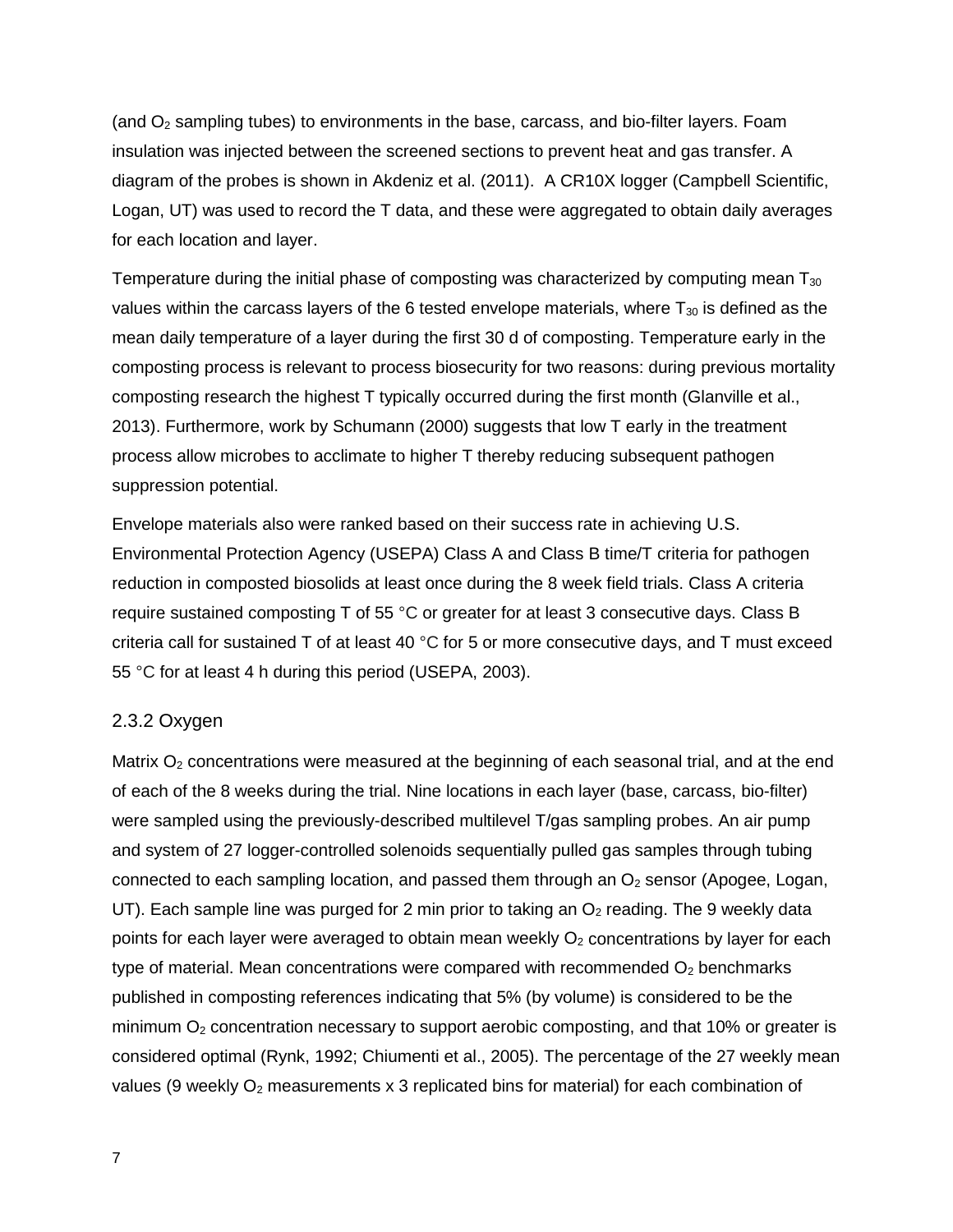(and $O_2$ sampling tubes) to environments in the base, carcass, and bio-filter layers. Foam insulation was injected between the screened sections to prevent heat and gas transfer. A diagram of the probes is shown in Akdeniz et al. (2011). A CR10X logger (Campbell Scientific, Logan, UT) was used to record the T data, and these were aggregated to obtain daily averages for each location and layer.

Temperature during the initial phase of composting was characterized by computing mean $T_{30}$ values within the carcass layers of the 6 tested envelope materials, where $T_{30}$ is defined as the mean daily temperature of a layer during the first 30 d of composting. Temperature early in the composting process is relevant to process biosecurity for two reasons: during previous mortality composting research the highest T typically occurred during the first month (Glanville et al., 2013). Furthermore, work by Schumann (2000) suggests that low T early in the treatment process allow microbes to acclimate to higher T thereby reducing subsequent pathogen suppression potential.

Envelope materials also were ranked based on their success rate in achieving U.S. Environmental Protection Agency (USEPA) Class A and Class B time/T criteria for pathogen reduction in composted biosolids at least once during the 8 week field trials. Class A criteria require sustained composting T of 55 °C or greater for at least 3 consecutive days. Class B criteria call for sustained T of at least 40 °C for 5 or more consecutive days, and T must exceed 55 °C for at least 4 h during this period (USEPA, 2003).

### 2.3.2 Oxygen

Matrix $O_2$ concentrations were measured at the beginning of each seasonal trial, and at the end of each of the 8 weeks during the trial. Nine locations in each layer (base, carcass, bio-filter) were sampled using the previously-described multilevel T/gas sampling probes. An air pump and system of 27 logger-controlled solenoids sequentially pulled gas samples through tubing connected to each sampling location, and passed them through an $O_2$ sensor (Apogee, Logan, UT). Each sample line was purged for 2 min prior to taking an $O_2$ reading. The 9 weekly data points for each layer were averaged to obtain mean weekly $O_2$ concentrations by layer for each type of material. Mean concentrations were compared with recommended $O_2$ benchmarks published in composting references indicating that 5% (by volume) is considered to be the minimum $O_2$ concentration necessary to support aerobic composting, and that 10% or greater is considered optimal (Rynk, 1992; Chiumenti et al., 2005). The percentage of the 27 weekly mean values (9 weekly $O_2$ measurements x 3 replicated bins for material) for each combination of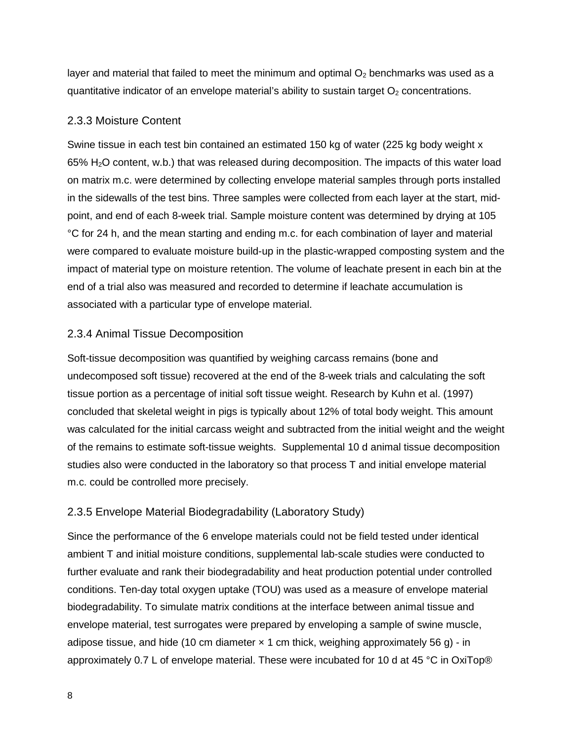layer and material that failed to meet the minimum and optimal $O_2$ benchmarks was used as a quantitative indicator of an envelope material's ability to sustain target $O_2$ concentrations.

### 2.3.3 Moisture Content

Swine tissue in each test bin contained an estimated 150 kg of water (225 kg body weight x 65% $H_2O$ content, w.b.) that was released during decomposition. The impacts of this water load on matrix m.c. were determined by collecting envelope material samples through ports installed in the sidewalls of the test bins. Three samples were collected from each layer at the start, mid-point, and end of each 8-week trial. Sample moisture content was determined by drying at 105 °C for 24 h, and the mean starting and ending m.c. for each combination of layer and material were compared to evaluate moisture build-up in the plastic-wrapped composting system and the impact of material type on moisture retention. The volume of leachate present in each bin at the end of a trial also was measured and recorded to determine if leachate accumulation is associated with a particular type of envelope material.

### 2.3.4 Animal Tissue Decomposition

Soft-tissue decomposition was quantified by weighing carcass remains (bone and undecomposed soft tissue) recovered at the end of the 8-week trials and calculating the soft tissue portion as a percentage of initial soft tissue weight. Research by Kuhn et al. (1997) concluded that skeletal weight in pigs is typically about 12% of total body weight. This amount was calculated for the initial carcass weight and subtracted from the initial weight and the weight of the remains to estimate soft-tissue weights. Supplemental 10 d animal tissue decomposition studies also were conducted in the laboratory so that process T and initial envelope material m.c. could be controlled more precisely.

### 2.3.5 Envelope Material Biodegradability (Laboratory Study)

Since the performance of the 6 envelope materials could not be field tested under identical ambient T and initial moisture conditions, supplemental lab-scale studies were conducted to further evaluate and rank their biodegradability and heat production potential under controlled conditions. Ten-day total oxygen uptake (TOU) was used as a measure of envelope material biodegradability. To simulate matrix conditions at the interface between animal tissue and envelope material, test surrogates were prepared by enveloping a sample of swine muscle, adipose tissue, and hide (10 cm diameter × 1 cm thick, weighing approximately 56 g) - in approximately 0.7 L of envelope material. These were incubated for 10 d at 45 °C in OxiTop®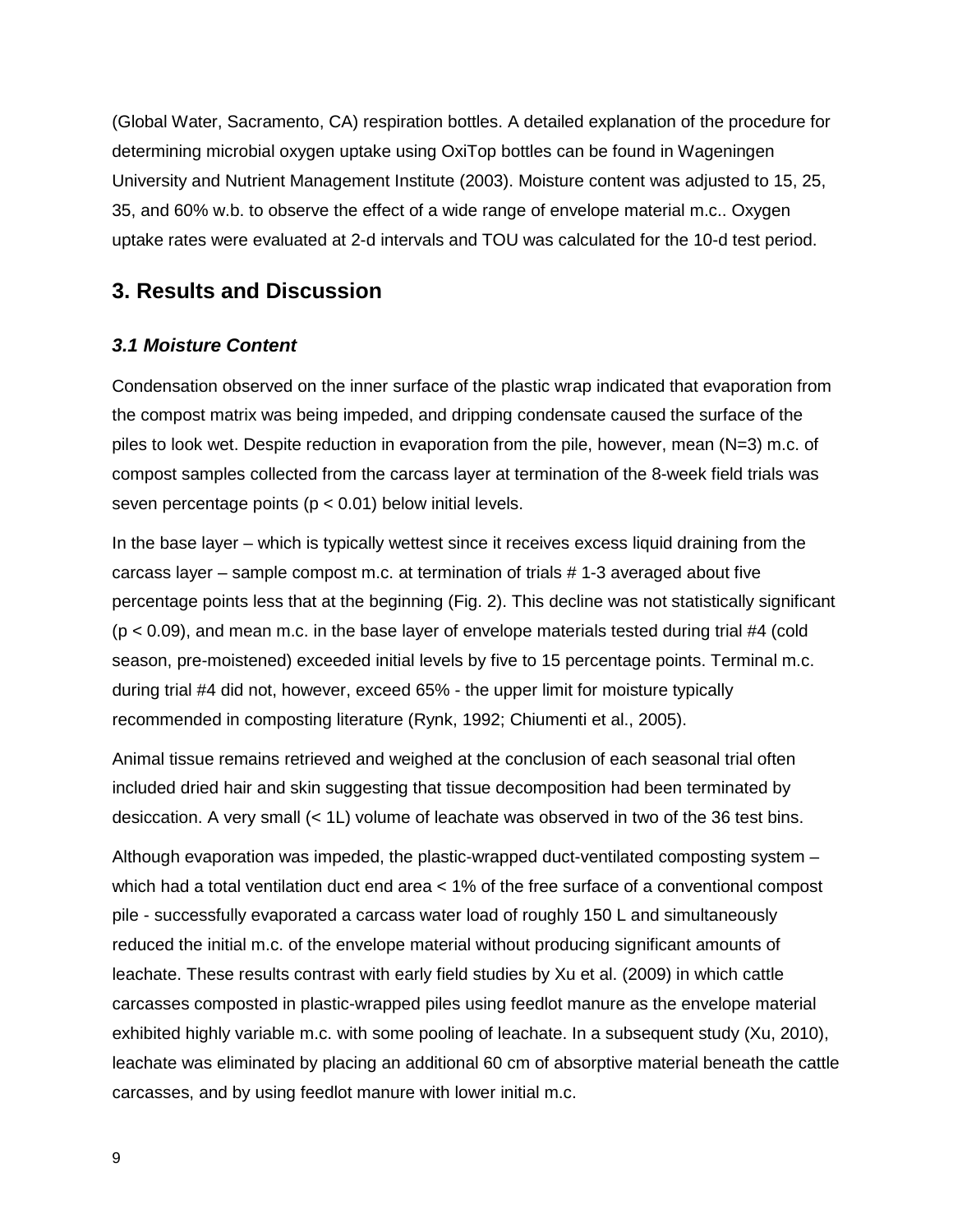(Global Water, Sacramento, CA) respiration bottles. A detailed explanation of the procedure for determining microbial oxygen uptake using OxiTop bottles can be found in Wageningen University and Nutrient Management Institute (2003). Moisture content was adjusted to 15, 25, 35, and 60% w.b. to observe the effect of a wide range of envelope material m.c.. Oxygen uptake rates were evaluated at 2-d intervals and TOU was calculated for the 10-d test period.

## 3. Results and Discussion

### *3.1 Moisture Content*

Condensation observed on the inner surface of the plastic wrap indicated that evaporation from the compost matrix was being impeded, and dripping condensate caused the surface of the piles to look wet. Despite reduction in evaporation from the pile, however, mean (N=3) m.c. of compost samples collected from the carcass layer at termination of the 8-week field trials was seven percentage points ($p < 0.01$) below initial levels.

In the base layer – which is typically wettest since it receives excess liquid draining from the carcass layer – sample compost m.c. at termination of trials # 1-3 averaged about five percentage points less that at the beginning (Fig. 2). This decline was not statistically significant ($p < 0.09$), and mean m.c. in the base layer of envelope materials tested during trial #4 (cold season, pre-moistened) exceeded initial levels by five to 15 percentage points. Terminal m.c. during trial #4 did not, however, exceed 65% - the upper limit for moisture typically recommended in composting literature (Rynk, 1992; Chiumenti et al., 2005).

Animal tissue remains retrieved and weighed at the conclusion of each seasonal trial often included dried hair and skin suggesting that tissue decomposition had been terminated by desiccation. A very small (< 1L) volume of leachate was observed in two of the 36 test bins.

Although evaporation was impeded, the plastic-wrapped duct-ventilated composting system – which had a total ventilation duct end area < 1% of the free surface of a conventional compost pile - successfully evaporated a carcass water load of roughly 150 L and simultaneously reduced the initial m.c. of the envelope material without producing significant amounts of leachate. These results contrast with early field studies by Xu et al. (2009) in which cattle carcasses composted in plastic-wrapped piles using feedlot manure as the envelope material exhibited highly variable m.c. with some pooling of leachate. In a subsequent study (Xu, 2010), leachate was eliminated by placing an additional 60 cm of absorptive material beneath the cattle carcasses, and by using feedlot manure with lower initial m.c.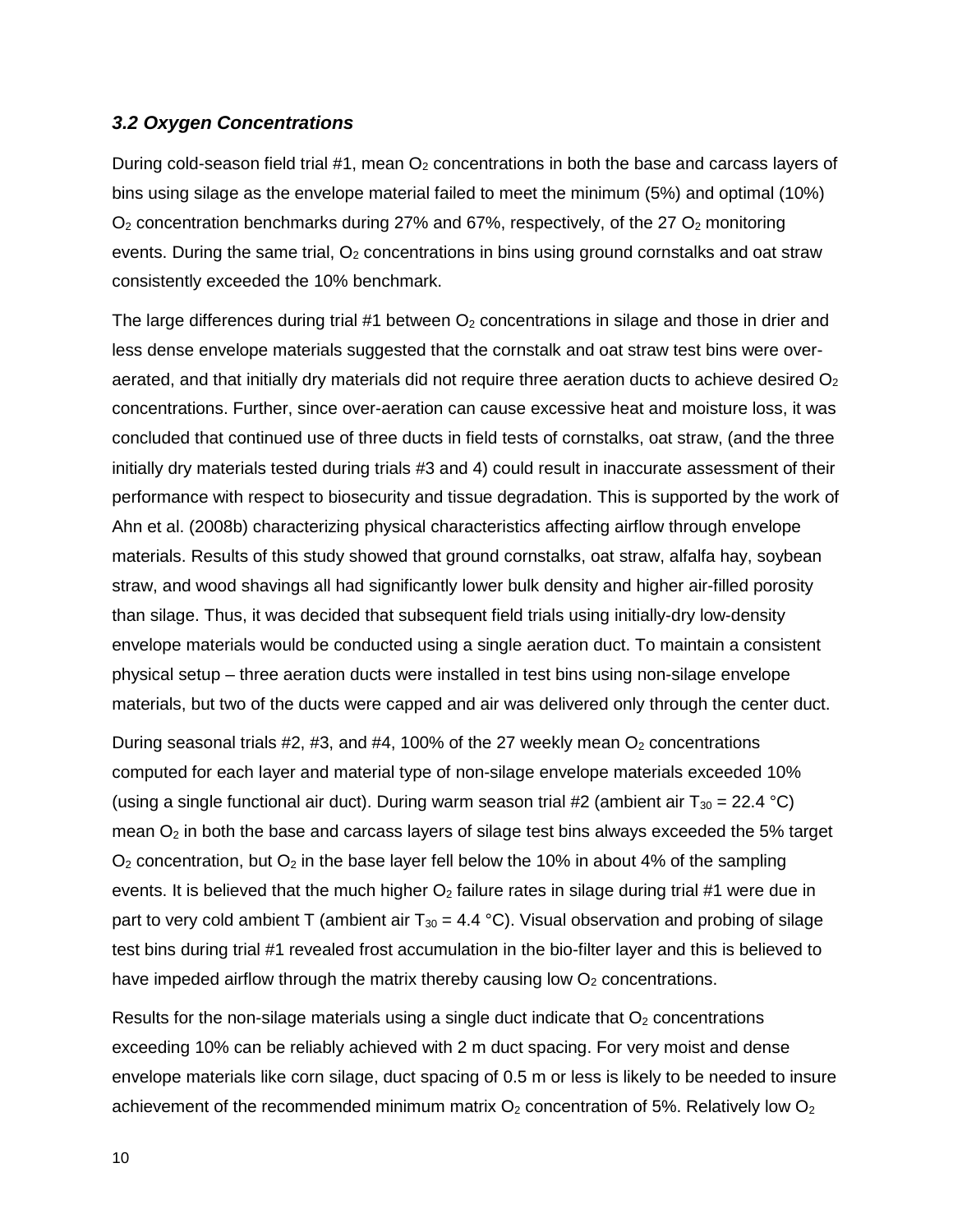### *3.2 Oxygen Concentrations*

During cold-season field trial #1, mean $O_2$ concentrations in both the base and carcass layers of bins using silage as the envelope material failed to meet the minimum (5%) and optimal (10%) $O_2$ concentration benchmarks during 27% and 67%, respectively, of the 27 $O_2$ monitoring events. During the same trial, $O_2$ concentrations in bins using ground cornstalks and oat straw consistently exceeded the 10% benchmark.

The large differences during trial #1 between $O_2$ concentrations in silage and those in drier and less dense envelope materials suggested that the cornstalk and oat straw test bins were over-aerated, and that initially dry materials did not require three aeration ducts to achieve desired $O_2$ concentrations. Further, since over-aeration can cause excessive heat and moisture loss, it was concluded that continued use of three ducts in field tests of cornstalks, oat straw, (and the three initially dry materials tested during trials #3 and 4) could result in inaccurate assessment of their performance with respect to biosecurity and tissue degradation. This is supported by the work of Ahn et al. (2008b) characterizing physical characteristics affecting airflow through envelope materials. Results of this study showed that ground cornstalks, oat straw, alfalfa hay, soybean straw, and wood shavings all had significantly lower bulk density and higher air-filled porosity than silage. Thus, it was decided that subsequent field trials using initially-dry low-density envelope materials would be conducted using a single aeration duct. To maintain a consistent physical setup – three aeration ducts were installed in test bins using non-silage envelope materials, but two of the ducts were capped and air was delivered only through the center duct.

During seasonal trials #2, #3, and #4, 100% of the 27 weekly mean $O_2$ concentrations computed for each layer and material type of non-silage envelope materials exceeded 10% (using a single functional air duct). During warm season trial #2 (ambient air $T_{30}$ = 22.4 °C) mean $O_2$ in both the base and carcass layers of silage test bins always exceeded the 5% target $O_2$ concentration, but $O_2$ in the base layer fell below the 10% in about 4% of the sampling events. It is believed that the much higher $O_2$ failure rates in silage during trial #1 were due in part to very cold ambient T (ambient air $T_{30}$ = 4.4 °C). Visual observation and probing of silage test bins during trial #1 revealed frost accumulation in the bio-filter layer and this is believed to have impeded airflow through the matrix thereby causing low $O_2$ concentrations.

Results for the non-silage materials using a single duct indicate that $O_2$ concentrations exceeding 10% can be reliably achieved with 2 m duct spacing. For very moist and dense envelope materials like corn silage, duct spacing of 0.5 m or less is likely to be needed to insure achievement of the recommended minimum matrix $O_2$ concentration of 5%. Relatively low $O_2$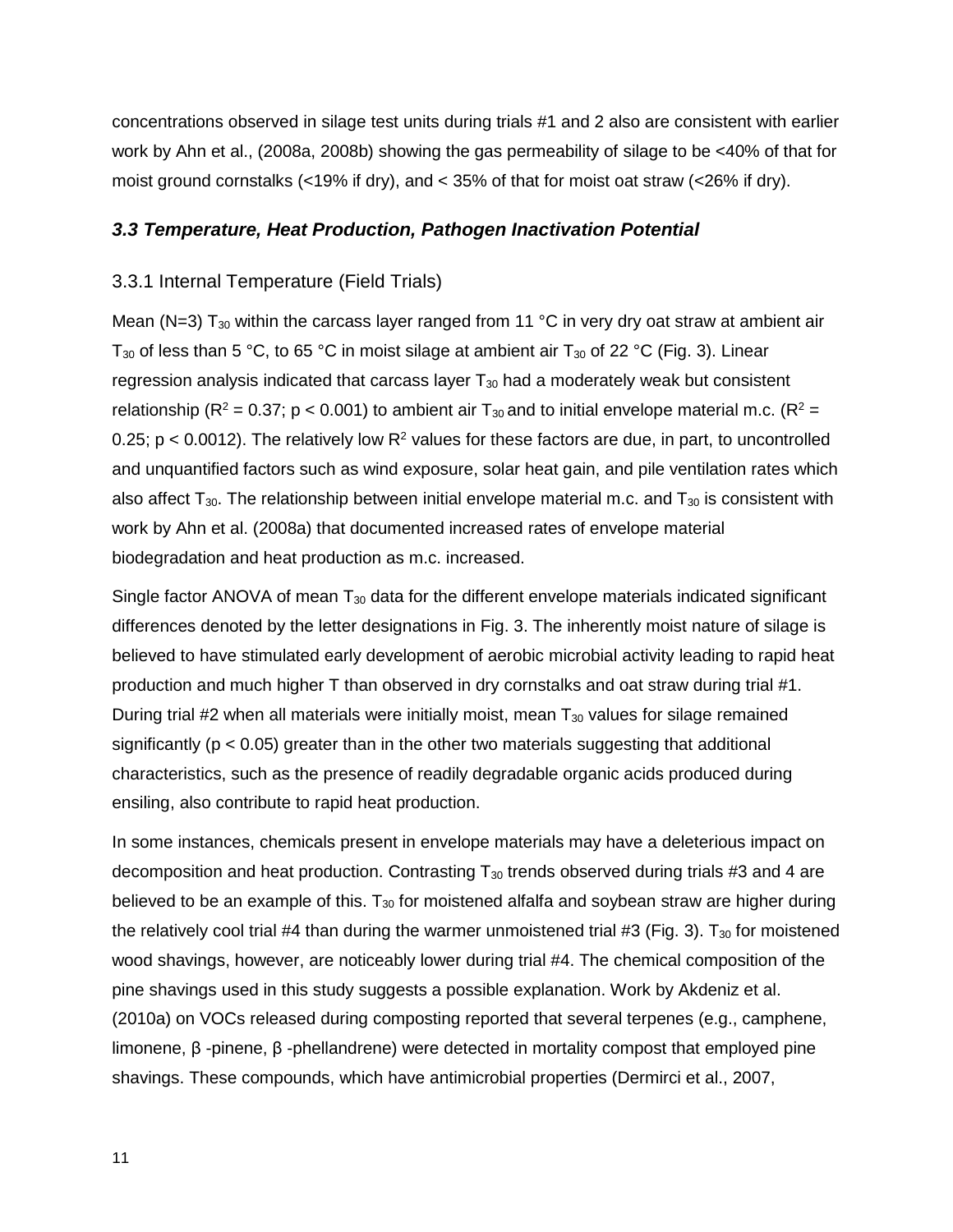concentrations observed in silage test units during trials #1 and 2 also are consistent with earlier work by Ahn et al., (2008a, 2008b) showing the gas permeability of silage to be <40% of that for moist ground cornstalks (<19% if dry), and < 35% of that for moist oat straw (<26% if dry).

### *3.3 Temperature, Heat Production, Pathogen Inactivation Potential*

#### 3.3.1 Internal Temperature (Field Trials)

Mean (N=3) $T_{30}$ within the carcass layer ranged from 11 °C in very dry oat straw at ambient air $T_{30}$ of less than 5 °C, to 65 °C in moist silage at ambient air $T_{30}$ of 22 °C (Fig. 3). Linear regression analysis indicated that carcass layer $T_{30}$ had a moderately weak but consistent relationship ($R^2 = 0.37$; $p < 0.001$) to ambient air $T_{30}$ and to initial envelope material m.c. ($R^2 = 0.25$; $p < 0.0012$). The relatively low $R^2$ values for these factors are due, in part, to uncontrolled and unquantified factors such as wind exposure, solar heat gain, and pile ventilation rates which also affect $T_{30}$. The relationship between initial envelope material m.c. and $T_{30}$ is consistent with work by Ahn et al. (2008a) that documented increased rates of envelope material biodegradation and heat production as m.c. increased.

Single factor ANOVA of mean $T_{30}$ data for the different envelope materials indicated significant differences denoted by the letter designations in Fig. 3. The inherently moist nature of silage is believed to have stimulated early development of aerobic microbial activity leading to rapid heat production and much higher T than observed in dry cornstalks and oat straw during trial #1. During trial #2 when all materials were initially moist, mean $T_{30}$ values for silage remained significantly ($p < 0.05$) greater than in the other two materials suggesting that additional characteristics, such as the presence of readily degradable organic acids produced during ensiling, also contribute to rapid heat production.

In some instances, chemicals present in envelope materials may have a deleterious impact on decomposition and heat production. Contrasting $T_{30}$ trends observed during trials #3 and 4 are believed to be an example of this. $T_{30}$ for moistened alfalfa and soybean straw are higher during the relatively cool trial #4 than during the warmer unmoistened trial #3 (Fig. 3). $T_{30}$ for moistened wood shavings, however, are noticeably lower during trial #4. The chemical composition of the pine shavings used in this study suggests a possible explanation. Work by Akdeniz et al. (2010a) on VOCs released during composting reported that several terpenes (e.g., camphene, limonene, β -pinene, β -phellandrene) were detected in mortality compost that employed pine shavings. These compounds, which have antimicrobial properties (Dermirci et al., 2007,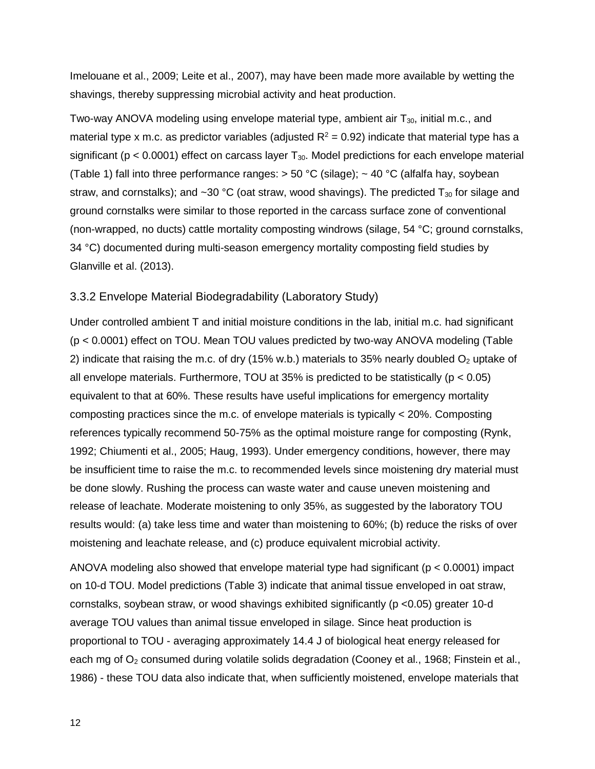Imelouane et al., 2009; Leite et al., 2007), may have been made more available by wetting the shavings, thereby suppressing microbial activity and heat production.

Two-way ANOVA modeling using envelope material type, ambient air $T_{30}$, initial m.c., and material type x m.c. as predictor variables (adjusted $R^2 = 0.92$) indicate that material type has a significant ($p < 0.0001$) effect on carcass layer $T_{30}$. Model predictions for each envelope material (Table 1) fall into three performance ranges: > 50 °C (silage); ~ 40 °C (alfalfa hay, soybean straw, and cornstalks); and ~30 °C (oat straw, wood shavings). The predicted $T_{30}$ for silage and ground cornstalks were similar to those reported in the carcass surface zone of conventional (non-wrapped, no ducts) cattle mortality composting windrows (silage, 54 °C; ground cornstalks, 34 °C) documented during multi-season emergency mortality composting field studies by Glanville et al. (2013).

### 3.3.2 Envelope Material Biodegradability (Laboratory Study)

Under controlled ambient T and initial moisture conditions in the lab, initial m.c. had significant ($p < 0.0001$) effect on TOU. Mean TOU values predicted by two-way ANOVA modeling (Table 2) indicate that raising the m.c. of dry (15% w.b.) materials to 35% nearly doubled $O_2$ uptake of all envelope materials. Furthermore, TOU at 35% is predicted to be statistically ($p < 0.05$) equivalent to that at 60%. These results have useful implications for emergency mortality composting practices since the m.c. of envelope materials is typically < 20%. Composting references typically recommend 50-75% as the optimal moisture range for composting (Rynk, 1992; Chiumenti et al., 2005; Haug, 1993). Under emergency conditions, however, there may be insufficient time to raise the m.c. to recommended levels since moistening dry material must be done slowly. Rushing the process can waste water and cause uneven moistening and release of leachate. Moderate moistening to only 35%, as suggested by the laboratory TOU results would: (a) take less time and water than moistening to 60%; (b) reduce the risks of over moistening and leachate release, and (c) produce equivalent microbial activity.

ANOVA modeling also showed that envelope material type had significant ($p < 0.0001$) impact on 10-d TOU. Model predictions (Table 3) indicate that animal tissue enveloped in oat straw, cornstalks, soybean straw, or wood shavings exhibited significantly ($p < 0.05$) greater 10-d average TOU values than animal tissue enveloped in silage. Since heat production is proportional to TOU - averaging approximately 14.4 J of biological heat energy released for each mg of $O_2$ consumed during volatile solids degradation (Cooney et al., 1968; Finstein et al., 1986) - these TOU data also indicate that, when sufficiently moistened, envelope materials that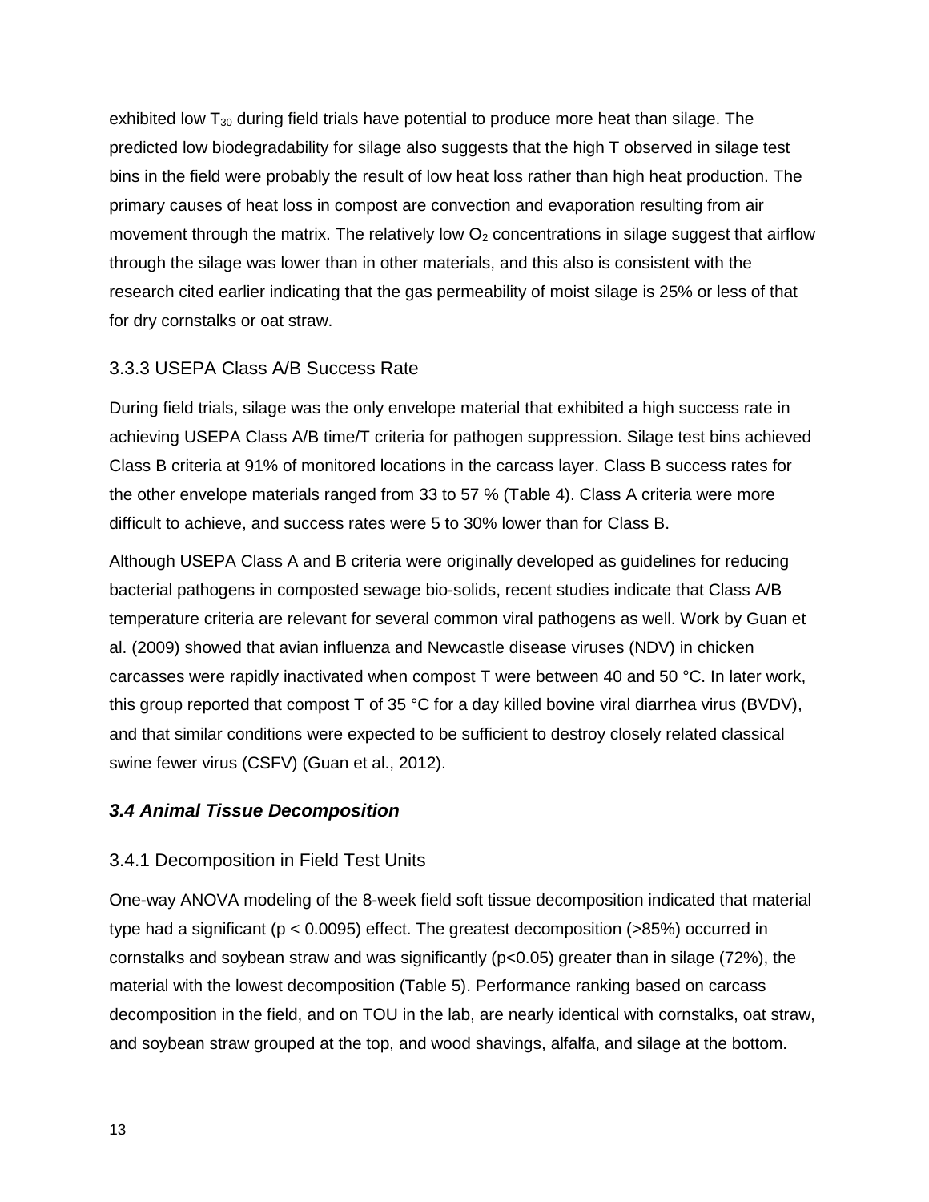exhibited low $T_{30}$ during field trials have potential to produce more heat than silage. The predicted low biodegradability for silage also suggests that the high T observed in silage test bins in the field were probably the result of low heat loss rather than high heat production. The primary causes of heat loss in compost are convection and evaporation resulting from air movement through the matrix. The relatively low $O_2$ concentrations in silage suggest that airflow through the silage was lower than in other materials, and this also is consistent with the research cited earlier indicating that the gas permeability of moist silage is 25% or less of that for dry cornstalks or oat straw.

### 3.3.3 USEPA Class A/B Success Rate

During field trials, silage was the only envelope material that exhibited a high success rate in achieving USEPA Class A/B time/T criteria for pathogen suppression. Silage test bins achieved Class B criteria at 91% of monitored locations in the carcass layer. Class B success rates for the other envelope materials ranged from 33 to 57 % (Table 4). Class A criteria were more difficult to achieve, and success rates were 5 to 30% lower than for Class B.

Although USEPA Class A and B criteria were originally developed as guidelines for reducing bacterial pathogens in composted sewage bio-solids, recent studies indicate that Class A/B temperature criteria are relevant for several common viral pathogens as well. Work by Guan et al. (2009) showed that avian influenza and Newcastle disease viruses (NDV) in chicken carcasses were rapidly inactivated when compost T were between 40 and 50 °C. In later work, this group reported that compost T of 35 °C for a day killed bovine viral diarrhea virus (BVDV), and that similar conditions were expected to be sufficient to destroy closely related classical swine fever virus (CSFV) (Guan et al., 2012).

## *3.4 Animal Tissue Decomposition*

### 3.4.1 Decomposition in Field Test Units

One-way ANOVA modeling of the 8-week field soft tissue decomposition indicated that material type had a significant ($p < 0.0095$) effect. The greatest decomposition (>85%) occurred in cornstalks and soybean straw and was significantly ($p<0.05$) greater than in silage (72%), the material with the lowest decomposition (Table 5). Performance ranking based on carcass decomposition in the field, and on TOU in the lab, are nearly identical with cornstalks, oat straw, and soybean straw grouped at the top, and wood shavings, alfalfa, and silage at the bottom.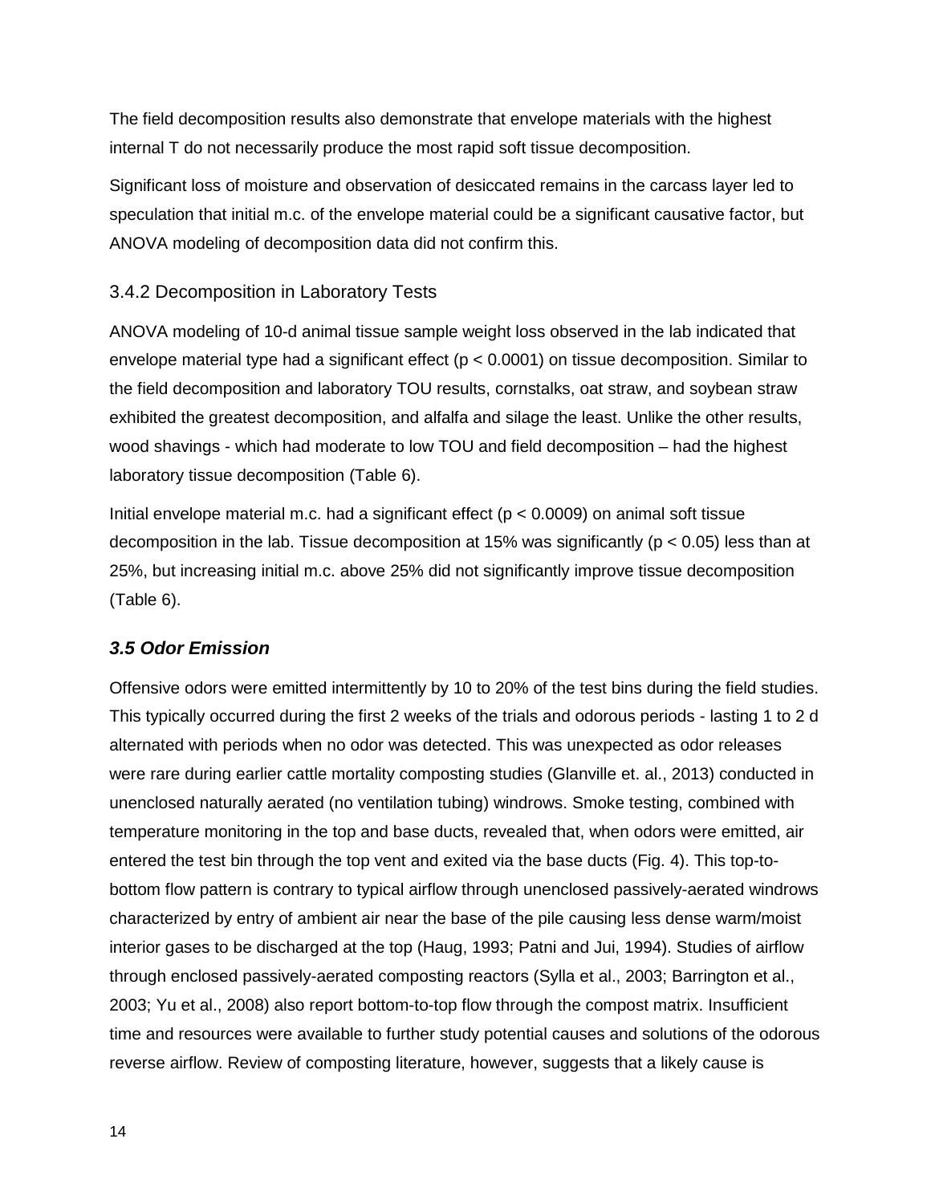The field decomposition results also demonstrate that envelope materials with the highest internal T do not necessarily produce the most rapid soft tissue decomposition.

Significant loss of moisture and observation of desiccated remains in the carcass layer led to speculation that initial m.c. of the envelope material could be a significant causative factor, but ANOVA modeling of decomposition data did not confirm this.

### 3.4.2 Decomposition in Laboratory Tests

ANOVA modeling of 10-d animal tissue sample weight loss observed in the lab indicated that envelope material type had a significant effect ($p < 0.0001$) on tissue decomposition. Similar to the field decomposition and laboratory TOU results, cornstalks, oat straw, and soybean straw exhibited the greatest decomposition, and alfalfa and silage the least. Unlike the other results, wood shavings - which had moderate to low TOU and field decomposition – had the highest laboratory tissue decomposition (Table 6).

Initial envelope material m.c. had a significant effect ($p < 0.0009$) on animal soft tissue decomposition in the lab. Tissue decomposition at 15% was significantly ($p < 0.05$) less than at 25%, but increasing initial m.c. above 25% did not significantly improve tissue decomposition (Table 6).

## *3.5 Odor Emission*

Offensive odors were emitted intermittently by 10 to 20% of the test bins during the field studies. This typically occurred during the first 2 weeks of the trials and odorous periods - lasting 1 to 2 d alternated with periods when no odor was detected. This was unexpected as odor releases were rare during earlier cattle mortality composting studies (Glanville et. al., 2013) conducted in unenclosed naturally aerated (no ventilation tubing) windrows. Smoke testing, combined with temperature monitoring in the top and base ducts, revealed that, when odors were emitted, air entered the test bin through the top vent and exited via the base ducts (Fig. 4). This top-to-bottom flow pattern is contrary to typical airflow through unenclosed passively-aerated windrows characterized by entry of ambient air near the base of the pile causing less dense warm/moist interior gases to be discharged at the top (Haug, 1993; Patni and Jui, 1994). Studies of airflow through enclosed passively-aerated composting reactors (Sylla et al., 2003; Barrington et al., 2003; Yu et al., 2008) also report bottom-to-top flow through the compost matrix. Insufficient time and resources were available to further study potential causes and solutions of the odorous reverse airflow. Review of composting literature, however, suggests that a likely cause is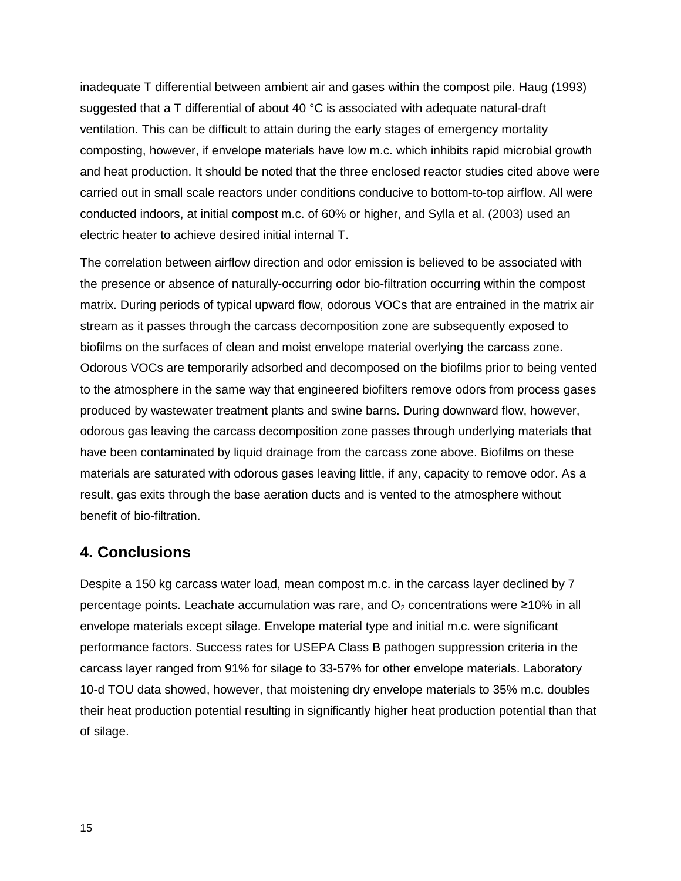inadequate T differential between ambient air and gases within the compost pile. Haug (1993) suggested that a T differential of about 40 °C is associated with adequate natural-draft ventilation. This can be difficult to attain during the early stages of emergency mortality composting, however, if envelope materials have low m.c. which inhibits rapid microbial growth and heat production. It should be noted that the three enclosed reactor studies cited above were carried out in small scale reactors under conditions conducive to bottom-to-top airflow. All were conducted indoors, at initial compost m.c. of 60% or higher, and Sylla et al. (2003) used an electric heater to achieve desired initial internal T.

The correlation between airflow direction and odor emission is believed to be associated with the presence or absence of naturally-occurring odor bio-filtration occurring within the compost matrix. During periods of typical upward flow, odorous VOCs that are entrained in the matrix air stream as it passes through the carcass decomposition zone are subsequently exposed to biofilms on the surfaces of clean and moist envelope material overlying the carcass zone. Odorous VOCs are temporarily adsorbed and decomposed on the biofilms prior to being vented to the atmosphere in the same way that engineered biofilters remove odors from process gases produced by wastewater treatment plants and swine barns. During downward flow, however, odorous gas leaving the carcass decomposition zone passes through underlying materials that have been contaminated by liquid drainage from the carcass zone above. Biofilms on these materials are saturated with odorous gases leaving little, if any, capacity to remove odor. As a result, gas exits through the base aeration ducts and is vented to the atmosphere without benefit of bio-filtration.

## 4. Conclusions

Despite a 150 kg carcass water load, mean compost m.c. in the carcass layer declined by 7 percentage points. Leachate accumulation was rare, and $O_2$ concentrations were ≥10% in all envelope materials except silage. Envelope material type and initial m.c. were significant performance factors. Success rates for USEPA Class B pathogen suppression criteria in the carcass layer ranged from 91% for silage to 33-57% for other envelope materials. Laboratory 10-d TOU data showed, however, that moistening dry envelope materials to 35% m.c. doubles their heat production potential resulting in significantly higher heat production potential than that of silage.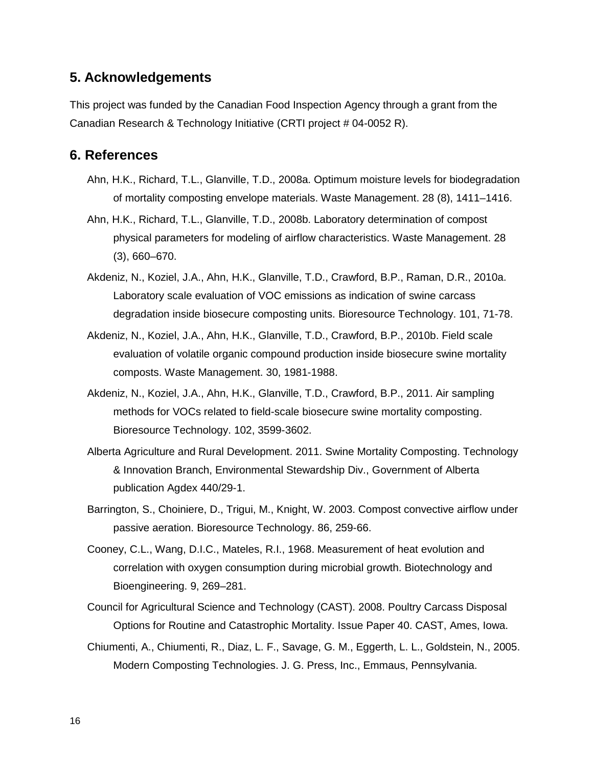## 5. Acknowledgements

This project was funded by the Canadian Food Inspection Agency through a grant from the Canadian Research & Technology Initiative (CRTI project # 04-0052 R).

## 6. References

Ahn, H.K., Richard, T.L., Glanville, T.D., 2008a. Optimum moisture levels for biodegradation of mortality composting envelope materials. Waste Management. 28 (8), 1411–1416.

Ahn, H.K., Richard, T.L., Glanville, T.D., 2008b. Laboratory determination of compost physical parameters for modeling of airflow characteristics. Waste Management. 28 (3), 660–670.

Akdeniz, N., Koziel, J.A., Ahn, H.K., Glanville, T.D., Crawford, B.P., Raman, D.R., 2010a. Laboratory scale evaluation of VOC emissions as indication of swine carcass degradation inside biosecure composting units. Bioresource Technology. 101, 71-78.

Akdeniz, N., Koziel, J.A., Ahn, H.K., Glanville, T.D., Crawford, B.P., 2010b. Field scale evaluation of volatile organic compound production inside biosecure swine mortality composts. Waste Management. 30, 1981-1988.

Akdeniz, N., Koziel, J.A., Ahn, H.K., Glanville, T.D., Crawford, B.P., 2011. Air sampling methods for VOCs related to field-scale biosecure swine mortality composting. Bioresource Technology. 102, 3599-3602.

Alberta Agriculture and Rural Development. 2011. Swine Mortality Composting. Technology & Innovation Branch, Environmental Stewardship Div., Government of Alberta publication Agdex 440/29-1.

Barrington, S., Choiniere, D., Trigui, M., Knight, W. 2003. Compost convective airflow under passive aeration. Bioresource Technology. 86, 259-66.

Cooney, C.L., Wang, D.I.C., Mateles, R.I., 1968. Measurement of heat evolution and correlation with oxygen consumption during microbial growth. Biotechnology and Bioengineering. 9, 269–281.

Council for Agricultural Science and Technology (CAST). 2008. Poultry Carcass Disposal Options for Routine and Catastrophic Mortality. Issue Paper 40. CAST, Ames, Iowa.

Chiumenti, A., Chiumenti, R., Diaz, L. F., Savage, G. M., Eggerth, L. L., Goldstein, N., 2005. Modern Composting Technologies. J. G. Press, Inc., Emmaus, Pennsylvania.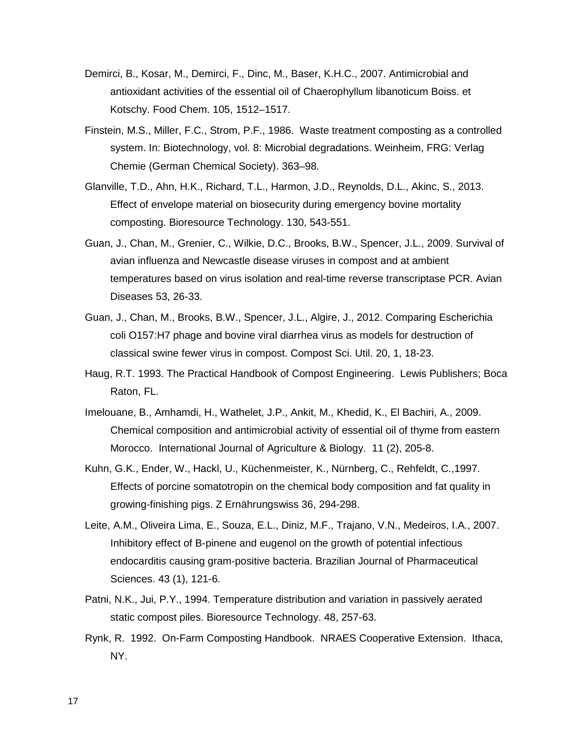Demirci, B., Kosar, M., Demirci, F., Dinc, M., Baser, K.H.C., 2007. Antimicrobial and antioxidant activities of the essential oil of Chaerophyllum libanoticum Boiss. et Kotschy. Food Chem. 105, 1512–1517.

Finstein, M.S., Miller, F.C., Strom, P.F., 1986. Waste treatment composting as a controlled system. In: Biotechnology, vol. 8: Microbial degradations. Weinheim, FRG: Verlag Chemie (German Chemical Society). 363–98.

Glanville, T.D., Ahn, H.K., Richard, T.L., Harmon, J.D., Reynolds, D.L., Akinc, S., 2013. Effect of envelope material on biosecurity during emergency bovine mortality composting. Bioresource Technology. 130, 543-551.

Guan, J., Chan, M., Grenier, C., Wilkie, D.C., Brooks, B.W., Spencer, J.L., 2009. Survival of avian influenza and Newcastle disease viruses in compost and at ambient temperatures based on virus isolation and real-time reverse transcriptase PCR. Avian Diseases 53, 26-33.

Guan, J., Chan, M., Brooks, B.W., Spencer, J.L., Algire, J., 2012. Comparing Escherichia coli O157:H7 phage and bovine viral diarrhea virus as models for destruction of classical swine fewer virus in compost. Compost Sci. Util. 20, 1, 18-23.

Haug, R.T. 1993. The Practical Handbook of Compost Engineering. Lewis Publishers; Boca Raton, FL.

Imelouane, B., Amhamdi, H., Wathelet, J.P., Ankit, M., Khedid, K., El Bachiri, A., 2009. Chemical composition and antimicrobial activity of essential oil of thyme from eastern Morocco. International Journal of Agriculture & Biology. 11 (2), 205-8.

Kuhn, G.K., Ender, W., Hackl, U., Küchenmeister, K., Nürnberg, C., Rehfeldt, C.,1997. Effects of porcine somatotropin on the chemical body composition and fat quality in growing-finishing pigs. Z Ernährungswiss 36, 294-298.

Leite, A.M., Oliveira Lima, E., Souza, E.L., Diniz, M.F., Trajano, V.N., Medeiros, I.A., 2007. Inhibitory effect of B-pinene and eugenol on the growth of potential infectious endocarditis causing gram-positive bacteria. Brazilian Journal of Pharmaceutical Sciences. 43 (1), 121-6.

Patni, N.K., Jui, P.Y., 1994. Temperature distribution and variation in passively aerated static compost piles. Bioresource Technology. 48, 257-63.

Rynk, R. 1992. On-Farm Composting Handbook. NRAES Cooperative Extension. Ithaca, NY.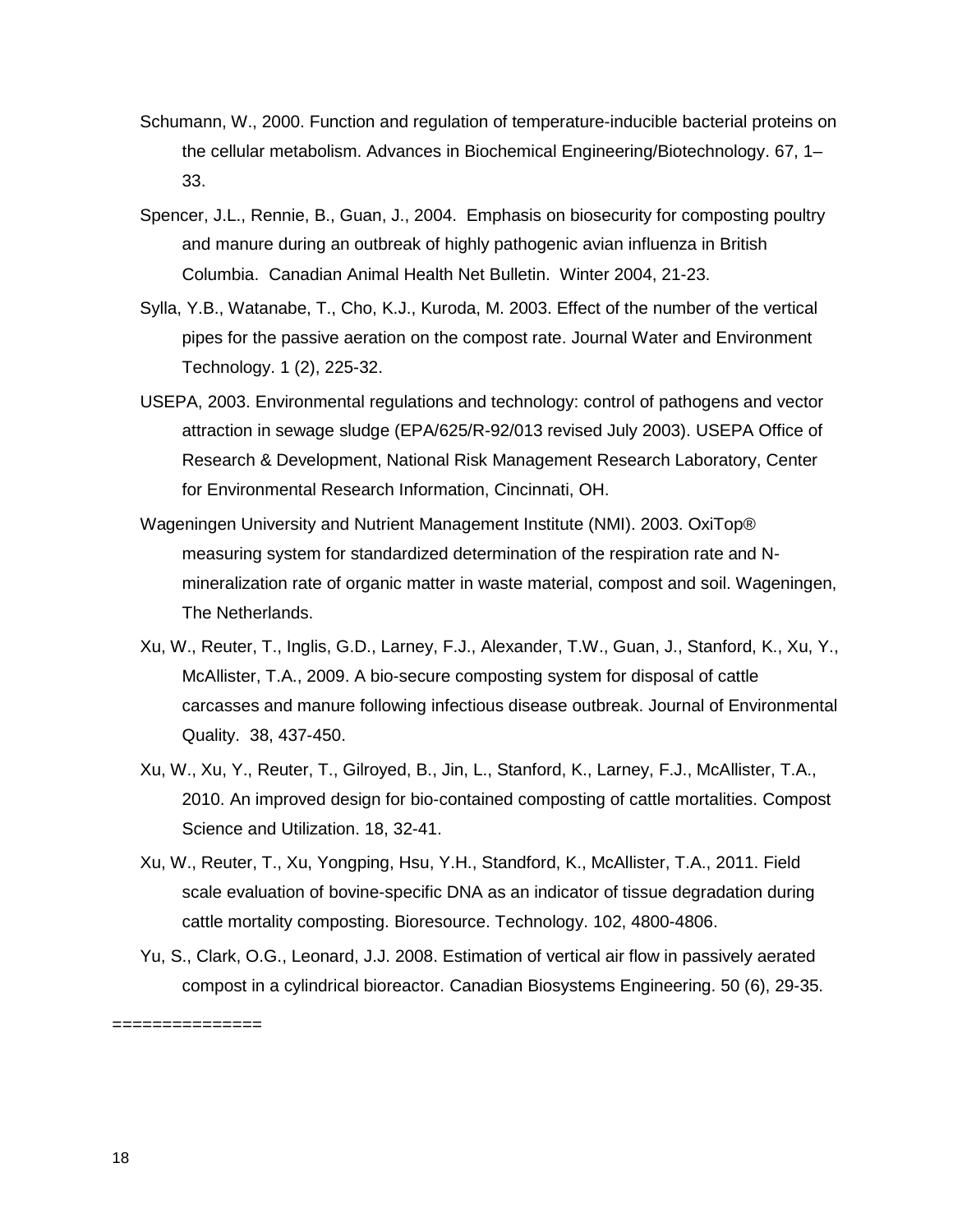Schumann, W., 2000. Function and regulation of temperature-inducible bacterial proteins on the cellular metabolism. Advances in Biochemical Engineering/Biotechnology. 67, 1–33.

Spencer, J.L., Rennie, B., Guan, J., 2004. Emphasis on biosecurity for composting poultry and manure during an outbreak of highly pathogenic avian influenza in British Columbia. Canadian Animal Health Net Bulletin. Winter 2004, 21-23.

Sylla, Y.B., Watanabe, T., Cho, K.J., Kuroda, M. 2003. Effect of the number of the vertical pipes for the passive aeration on the compost rate. Journal Water and Environment Technology. 1 (2), 225-32.

USEPA, 2003. Environmental regulations and technology: control of pathogens and vector attraction in sewage sludge (EPA/625/R-92/013 revised July 2003). USEPA Office of Research & Development, National Risk Management Research Laboratory, Center for Environmental Research Information, Cincinnati, OH.

Wageningen University and Nutrient Management Institute (NMI). 2003. OxiTop® measuring system for standardized determination of the respiration rate and N-mineralization rate of organic matter in waste material, compost and soil. Wageningen, The Netherlands.

Xu, W., Reuter, T., Inglis, G.D., Larney, F.J., Alexander, T.W., Guan, J., Stanford, K., Xu, Y., McAllister, T.A., 2009. A bio-secure composting system for disposal of cattle carcasses and manure following infectious disease outbreak. Journal of Environmental Quality. 38, 437-450.

Xu, W., Xu, Y., Reuter, T., Gilroyed, B., Jin, L., Stanford, K., Larney, F.J., McAllister, T.A., 2010. An improved design for bio-contained composting of cattle mortalities. Compost Science and Utilization. 18, 32-41.

Xu, W., Reuter, T., Xu, Yongping, Hsu, Y.H., Standford, K., McAllister, T.A., 2011. Field scale evaluation of bovine-specific DNA as an indicator of tissue degradation during cattle mortality composting. Bioresource. Technology. 102, 4800-4806.

Yu, S., Clark, O.G., Leonard, J.J. 2008. Estimation of vertical air flow in passively aerated compost in a cylindrical bioreactor. Canadian Biosystems Engineering. 50 (6), 29-35.

===============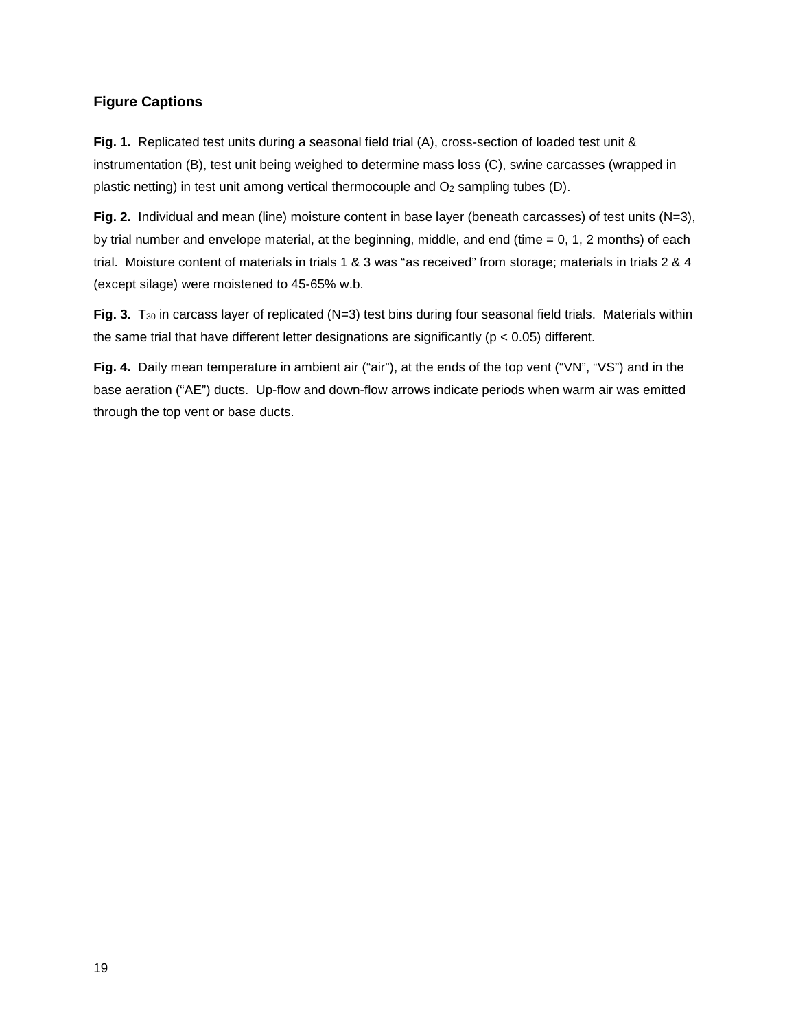## Figure Captions

**Fig. 1.** Replicated test units during a seasonal field trial (A), cross-section of loaded test unit & instrumentation (B), test unit being weighed to determine mass loss (C), swine carcasses (wrapped in plastic netting) in test unit among vertical thermocouple and $O_2$ sampling tubes (D).

**Fig. 2.** Individual and mean (line) moisture content in base layer (beneath carcasses) of test units (N=3), by trial number and envelope material, at the beginning, middle, and end (time = 0, 1, 2 months) of each trial. Moisture content of materials in trials 1 & 3 was "as received" from storage; materials in trials 2 & 4 (except silage) were moistened to 45-65% w.b.

**Fig. 3.** $T_{30}$ in carcass layer of replicated (N=3) test bins during four seasonal field trials. Materials within the same trial that have different letter designations are significantly ($p < 0.05$) different.

**Fig. 4.** Daily mean temperature in ambient air ("air"), at the ends of the top vent ("VN", "VS") and in the base aeration ("AE") ducts. Up-flow and down-flow arrows indicate periods when warm air was emitted through the top vent or base ducts.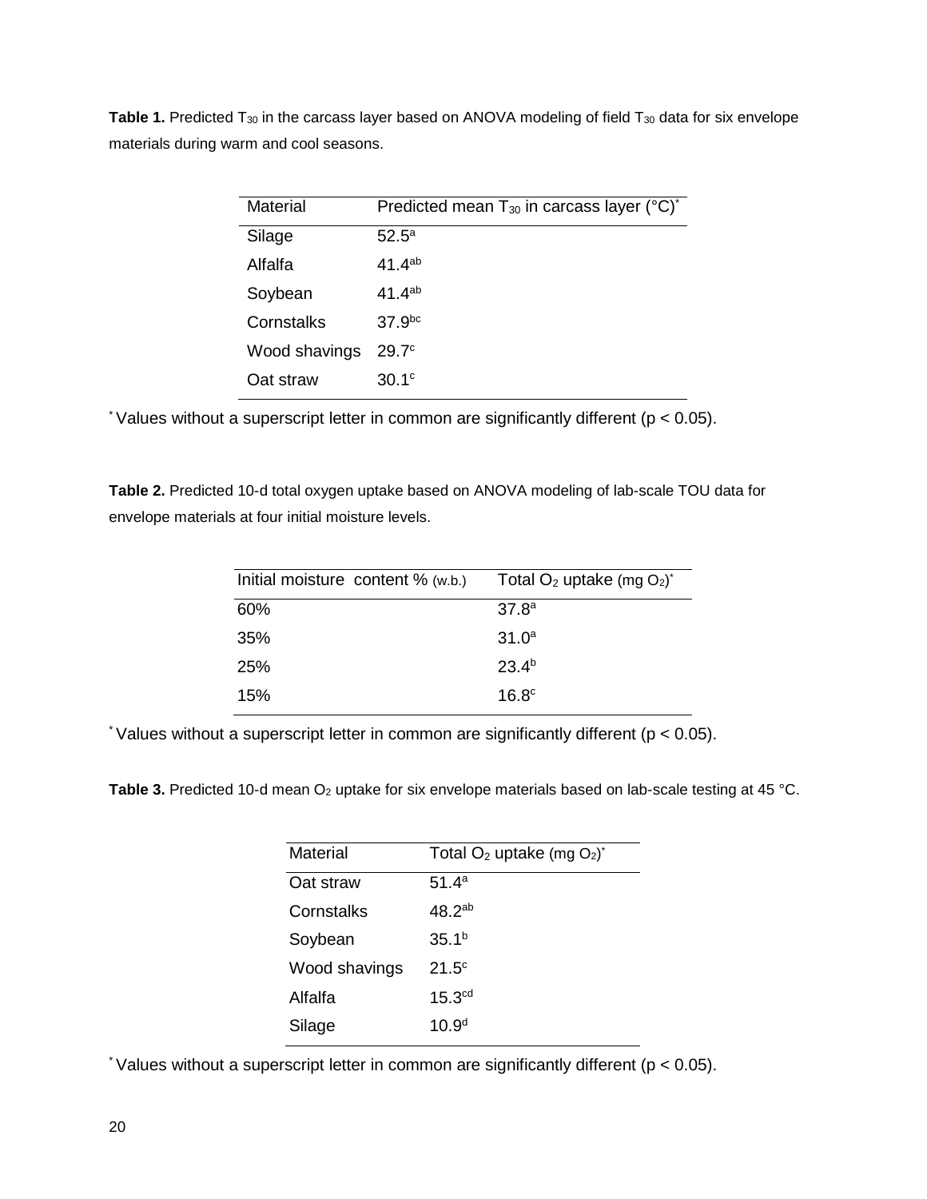**Table 1.** Predicted $T_{30}$ in the carcass layer based on ANOVA modeling of field $T_{30}$ data for six envelope materials during warm and cool seasons.

| Material | Predicted mean $T_{30}$ in carcass layer (°C)* |
|---|---|
| Silage | $52.5^{a}$ |
| Alfalfa | $41.4^{ab}$ |
| Soybean | $41.4^{ab}$ |
| Cornstalks | $37.9^{bc}$ |
| Wood shavings | $29.7^{c}$ |
| Oat straw | $30.1^{c}$ |

\* Values without a superscript letter in common are significantly different ($p < 0.05$).

**Table 2.** Predicted 10-d total oxygen uptake based on ANOVA modeling of lab-scale TOU data for envelope materials at four initial moisture levels.

| Initial moisture content % (w.b.) | Total $O_2$ uptake (mg $O_2$)* |
|---|---|
| 60% | $37.8^{a}$ |
| 35% | $31.0^{a}$ |
| 25% | $23.4^{b}$ |
| 15% | $16.8^{c}$ |

\* Values without a superscript letter in common are significantly different ($p < 0.05$).

**Table 3.** Predicted 10-d mean $O_2$ uptake for six envelope materials based on lab-scale testing at 45 °C.

| Material | Total $O_2$ uptake (mg $O_2$)* |
|---|---|
| Oat straw | $51.4^{a}$ |
| Cornstalks | $48.2^{ab}$ |
| Soybean | $35.1^{b}$ |
| Wood shavings | $21.5^{c}$ |
| Alfalfa | $15.3^{cd}$ |
| Silage | $10.9^{d}$ |

\* Values without a superscript letter in common are significantly different ($p < 0.05$).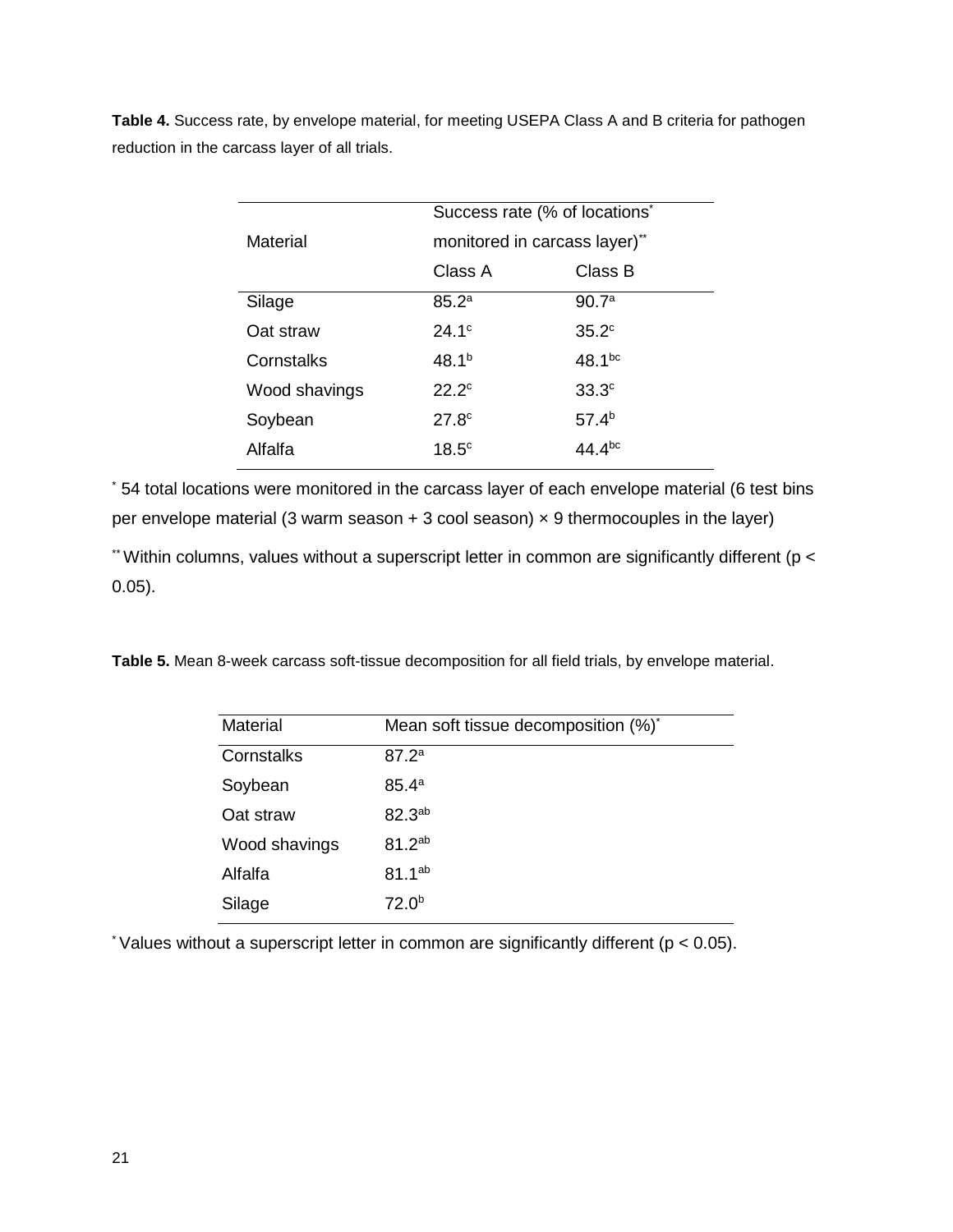**Table 4.** Success rate, by envelope material, for meeting USEPA Class A and B criteria for pathogen reduction in the carcass layer of all trials.

| Material | Success rate (% of locations* monitored in carcass layer)** | |
|---|---|---|
| | Class A | Class B |
| Silage | 85.2[a] | 90.7[a] |
| Oat straw | 24.1[c] | 35.2[c] |
| Cornstalks | 48.1[b] | 48.1[bc] |
| Wood shavings | 22.2[c] | 33.3[c] |
| Soybean | 27.8[c] | 57.4[b] |
| Alfalfa | 18.5[c] | 44.4[bc] |

* 54 total locations were monitored in the carcass layer of each envelope material (6 test bins per envelope material (3 warm season + 3 cool season) × 9 thermocouples in the layer)

** Within columns, values without a superscript letter in common are significantly different ($p < 0.05$).

**Table 5.** Mean 8-week carcass soft-tissue decomposition for all field trials, by envelope material.

| Material | Mean soft tissue decomposition (%)* |
|---|---|
| Cornstalks | 87.2[a] |
| Soybean | 85.4[a] |
| Oat straw | 82.3[ab] |
| Wood shavings | 81.2[ab] |
| Alfalfa | 81.1[ab] |
| Silage | 72.0[b] |

* Values without a superscript letter in common are significantly different ($p < 0.05$).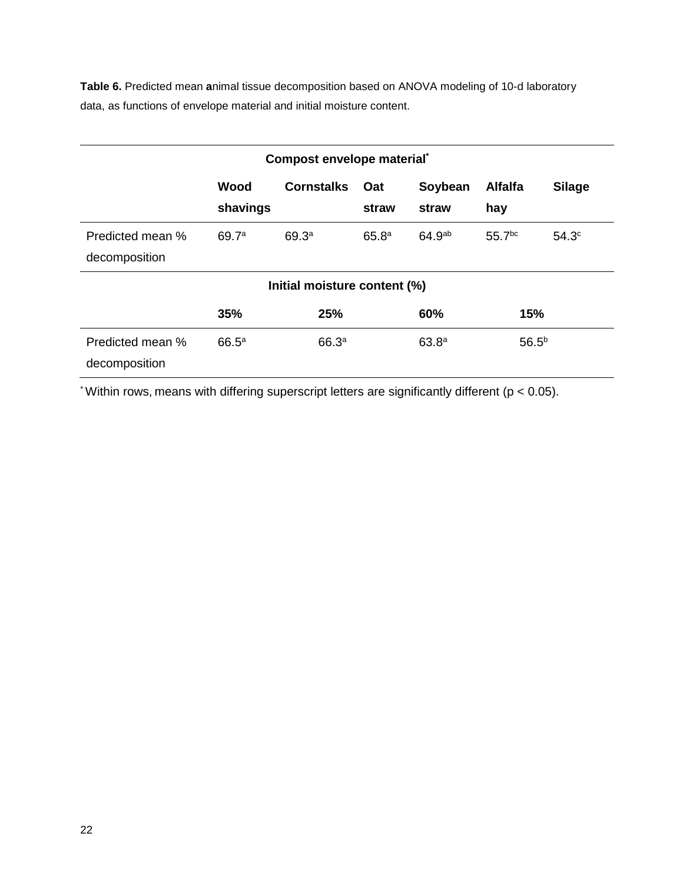**Table 6.** Predicted mean **a**nimal tissue decomposition based on ANOVA modeling of 10-d laboratory data, as functions of envelope material and initial moisture content.

| Compost envelope material* | | | | | | |
|---|---|---|---|---|---|---|
| | Wood shavings | Cornstalks | Oat straw | Soybean straw | Alfalfa hay | Silage |
| Predicted mean % decomposition | $69.7^{a}$ | $69.3^{a}$ | $65.8^{a}$ | $64.9^{ab}$ | $55.7^{bc}$ | $54.3^{c}$ |

| Initial moisture content (%) | | | | |
|---|---|---|---|---|
| | 35% | 25% | 60% | 15% |
| Predicted mean % decomposition | $66.5^{a}$ | $66.3^{a}$ | $63.8^{a}$ | $56.5^{b}$ |

* Within rows, means with differing superscript letters are significantly different ($p < 0.05$).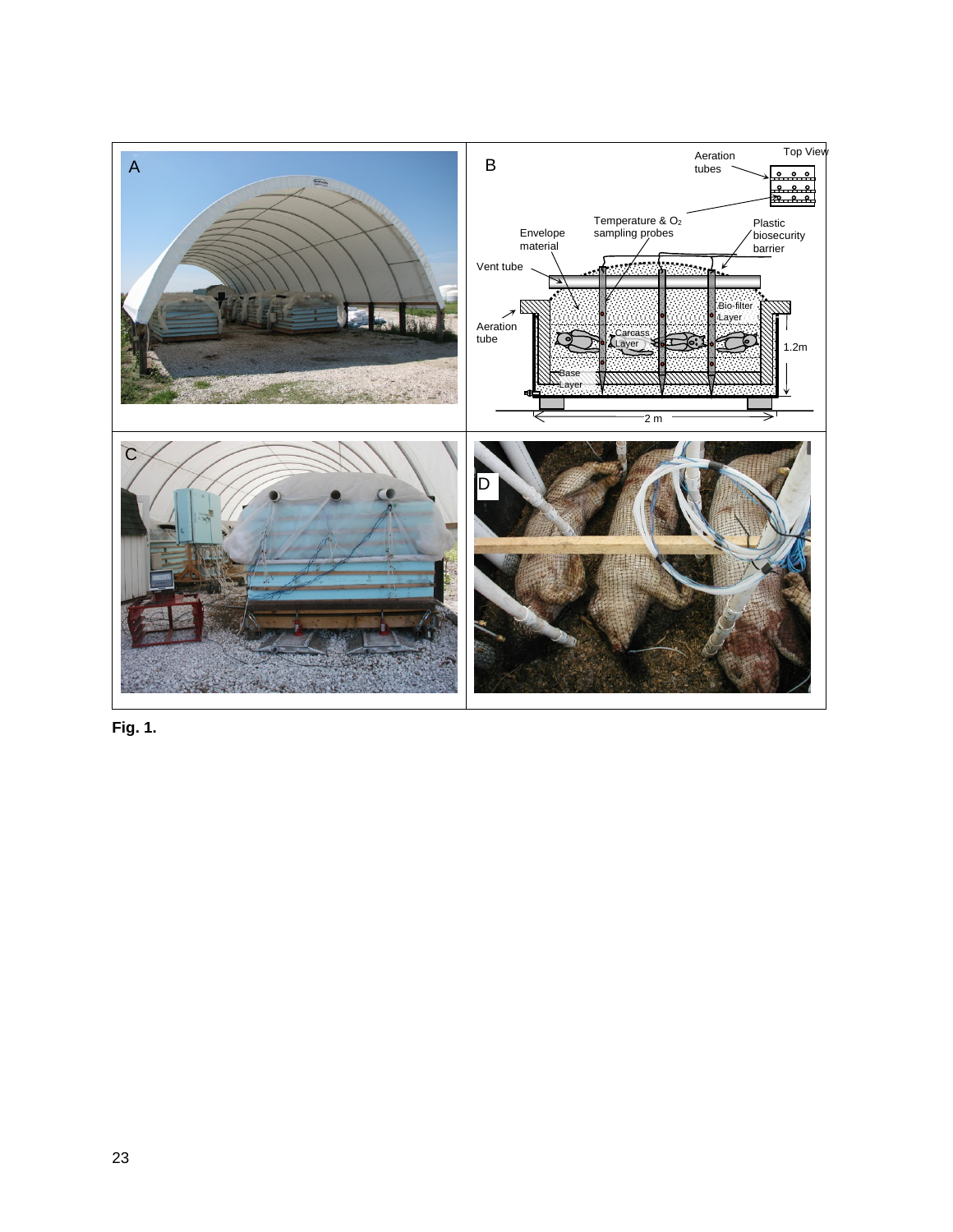**Fig. 1.**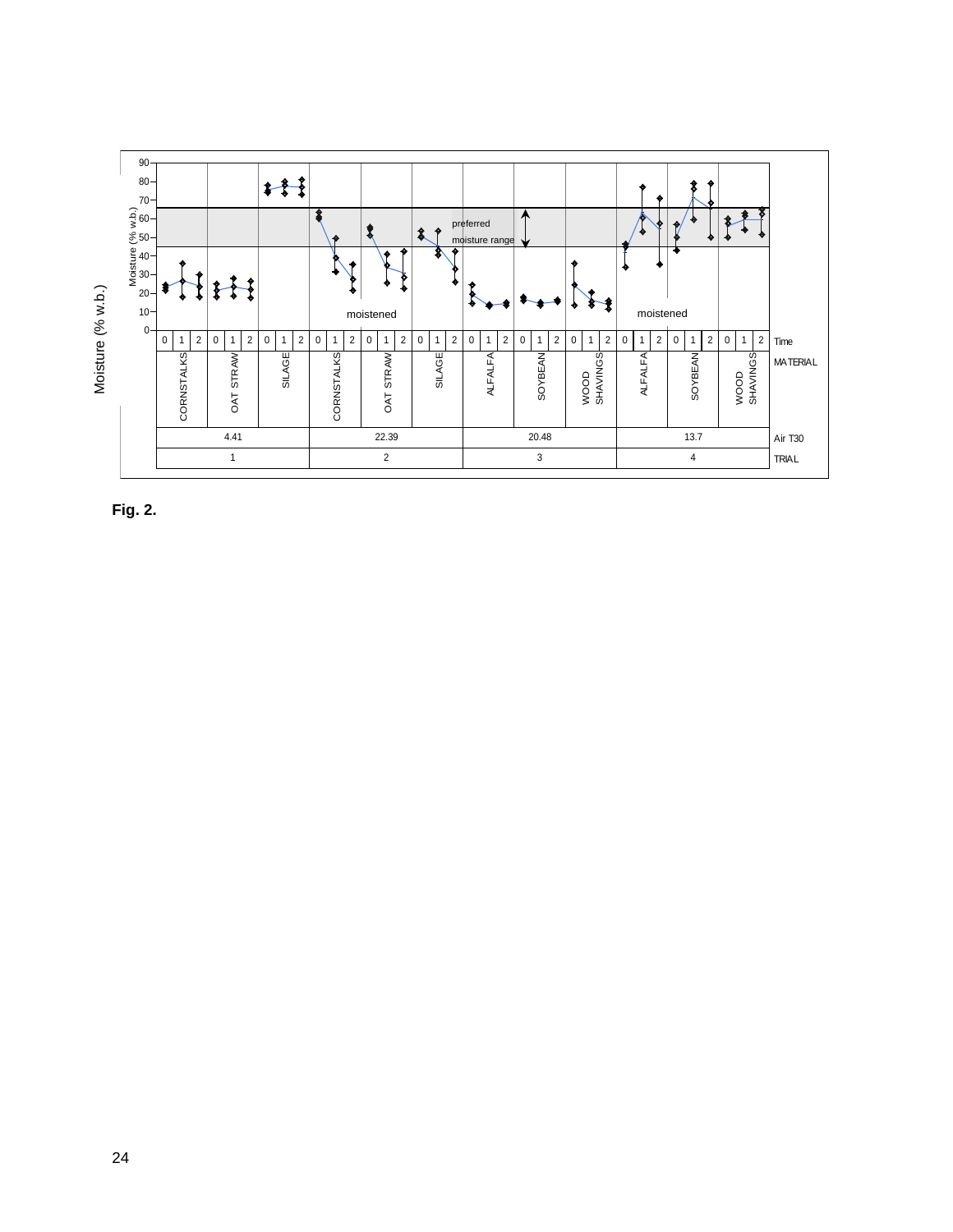**Fig. 2.**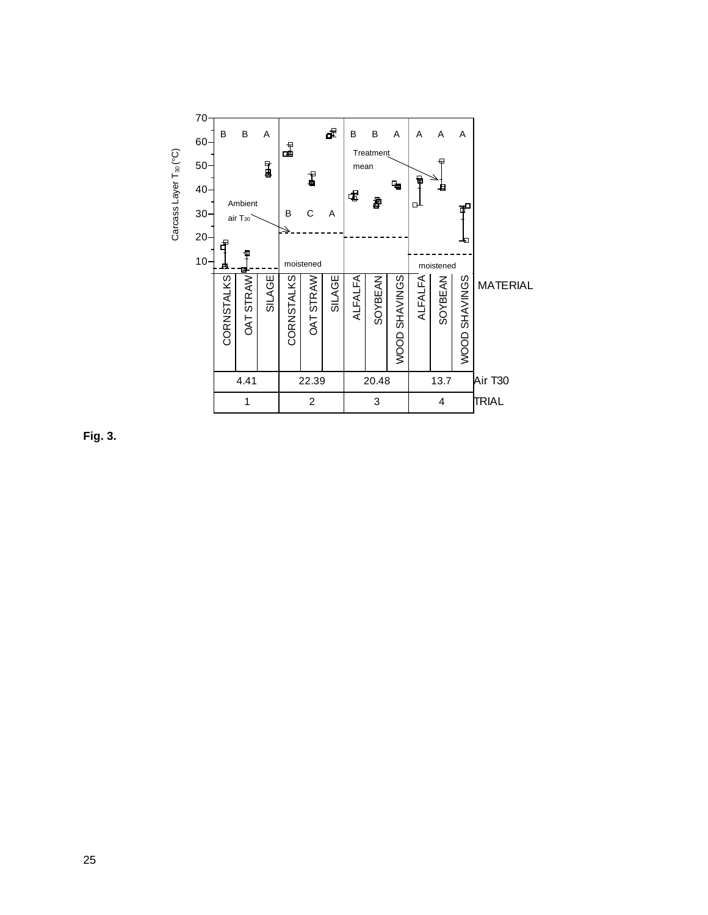Fig. 3.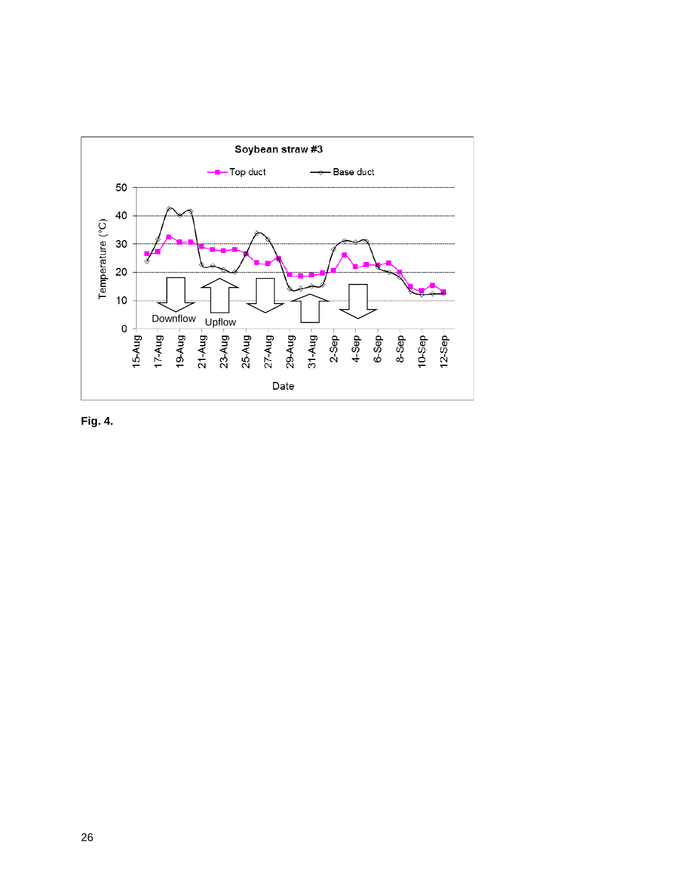Soybean straw #3

Top duct

Base duct

Temperature (°C)

50

40

30

20

10

0

Downflow

Upflow

15-Aug

17-Aug

19-Aug

21-Aug

23-Aug

25-Aug

27-Aug

29-Aug

31-Aug

2-Sep

4-Sep

6-Sep

8-Sep

10-Sep

12-Sep

Date

**Fig. 4.**